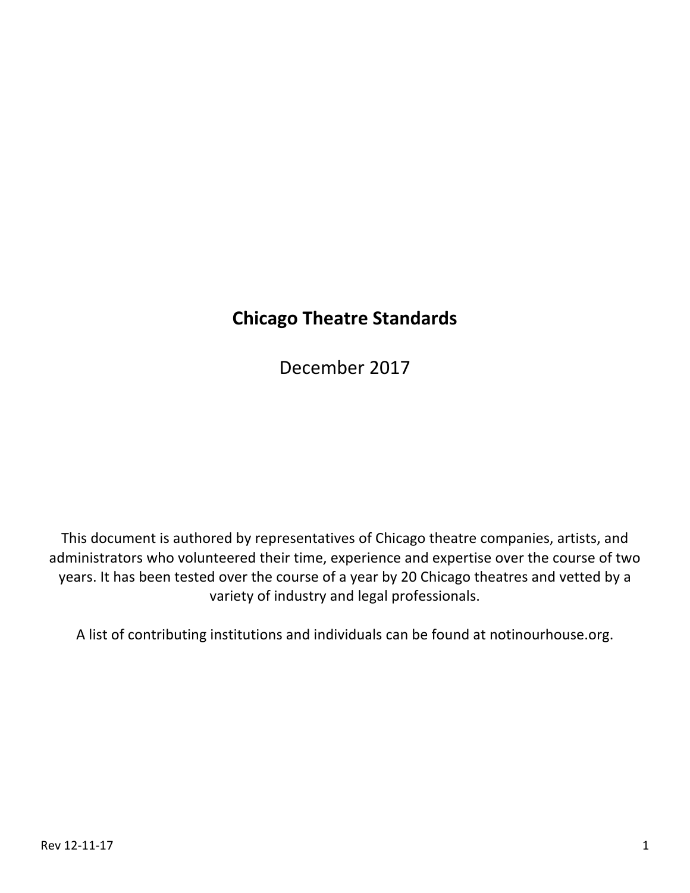# Chicago Theatre Standards

December 2017

This document is authored by representatives of Chicago theatre companies, artists, and administrators who volunteered their time, experience and expertise over the course of two years. It has been tested over the course of a year by 20 Chicago theatres and vetted by a variety of industry and legal professionals.

A list of contributing institutions and individuals can be found at notinourhouse.org.

Rev 12-11-17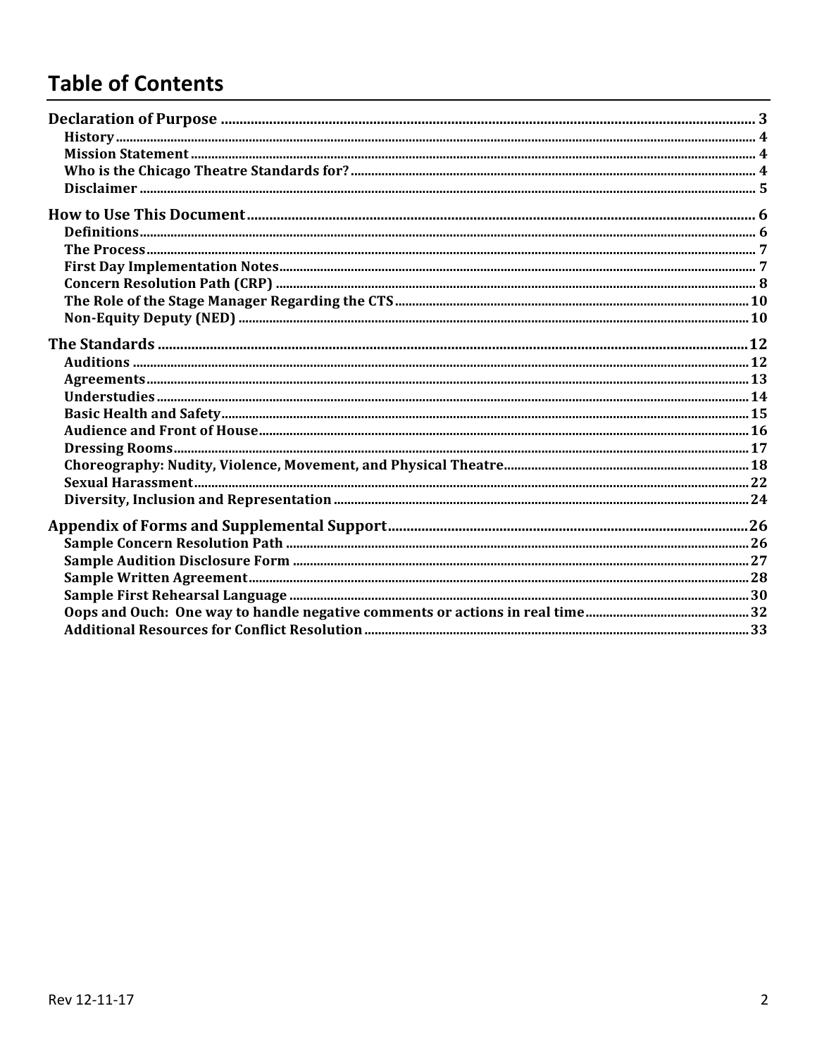# Table of Contents

**Declaration of Purpose** ..... 3
- History ..... 4
- Mission Statement ..... 4
- Who is the Chicago Theatre Standards for? ..... 4
- Disclaimer ..... 5

**How to Use This Document** ..... 6
- Definitions ..... 6
- The Process ..... 7
- First Day Implementation Notes ..... 7
- Concern Resolution Path (CRP) ..... 8
- The Role of the Stage Manager Regarding the CTS ..... 10
- Non-Equity Deputy (NED) ..... 10

**The Standards** ..... 12
- Auditions ..... 12
- Agreements ..... 13
- Understudies ..... 14
- Basic Health and Safety ..... 15
- Audience and Front of House ..... 16
- Dressing Rooms ..... 17
- Choreography: Nudity, Violence, Movement, and Physical Theatre ..... 18
- Sexual Harassment ..... 22
- Diversity, Inclusion and Representation ..... 24

**Appendix of Forms and Supplemental Support** ..... 26
- Sample Concern Resolution Path ..... 26
- Sample Audition Disclosure Form ..... 27
- Sample Written Agreement ..... 28
- Sample First Rehearsal Language ..... 30
- Oops and Ouch: One way to handle negative comments or actions in real time ..... 32
- Additional Resources for Conflict Resolution ..... 33

Rev 12-11-17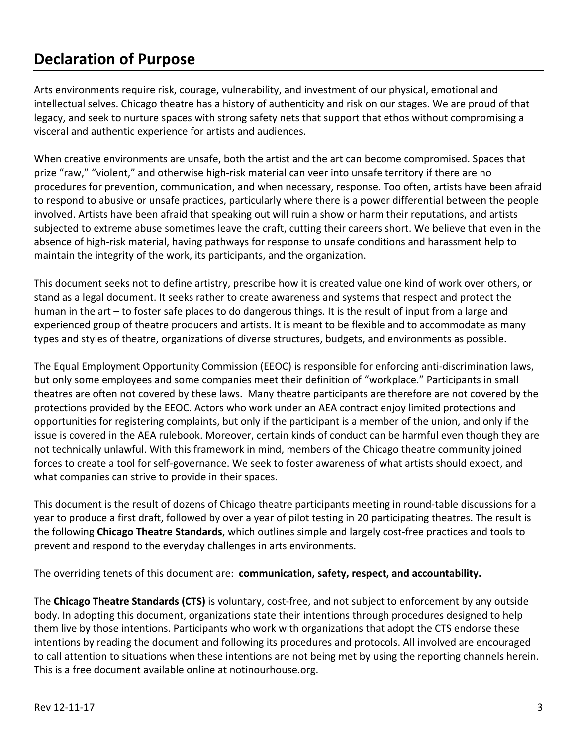# Declaration of Purpose

Arts environments require risk, courage, vulnerability, and investment of our physical, emotional and intellectual selves. Chicago theatre has a history of authenticity and risk on our stages. We are proud of that legacy, and seek to nurture spaces with strong safety nets that support that ethos without compromising a visceral and authentic experience for artists and audiences.

When creative environments are unsafe, both the artist and the art can become compromised. Spaces that prize "raw," "violent," and otherwise high-risk material can veer into unsafe territory if there are no procedures for prevention, communication, and when necessary, response. Too often, artists have been afraid to respond to abusive or unsafe practices, particularly where there is a power differential between the people involved. Artists have been afraid that speaking out will ruin a show or harm their reputations, and artists subjected to extreme abuse sometimes leave the craft, cutting their careers short. We believe that even in the absence of high-risk material, having pathways for response to unsafe conditions and harassment help to maintain the integrity of the work, its participants, and the organization.

This document seeks not to define artistry, prescribe how it is created value one kind of work over others, or stand as a legal document. It seeks rather to create awareness and systems that respect and protect the human in the art – to foster safe places to do dangerous things. It is the result of input from a large and experienced group of theatre producers and artists. It is meant to be flexible and to accommodate as many types and styles of theatre, organizations of diverse structures, budgets, and environments as possible.

The Equal Employment Opportunity Commission (EEOC) is responsible for enforcing anti-discrimination laws, but only some employees and some companies meet their definition of "workplace." Participants in small theatres are often not covered by these laws.  Many theatre participants are therefore are not covered by the protections provided by the EEOC. Actors who work under an AEA contract enjoy limited protections and opportunities for registering complaints, but only if the participant is a member of the union, and only if the issue is covered in the AEA rulebook. Moreover, certain kinds of conduct can be harmful even though they are not technically unlawful. With this framework in mind, members of the Chicago theatre community joined forces to create a tool for self-governance. We seek to foster awareness of what artists should expect, and what companies can strive to provide in their spaces.

This document is the result of dozens of Chicago theatre participants meeting in round-table discussions for a year to produce a first draft, followed by over a year of pilot testing in 20 participating theatres. The result is the following **Chicago Theatre Standards**, which outlines simple and largely cost-free practices and tools to prevent and respond to the everyday challenges in arts environments.

The overriding tenets of this document are:  **communication, safety, respect, and accountability.**

The **Chicago Theatre Standards (CTS)** is voluntary, cost-free, and not subject to enforcement by any outside body. In adopting this document, organizations state their intentions through procedures designed to help them live by those intentions. Participants who work with organizations that adopt the CTS endorse these intentions by reading the document and following its procedures and protocols. All involved are encouraged to call attention to situations when these intentions are not being met by using the reporting channels herein. This is a free document available online at notinourhouse.org.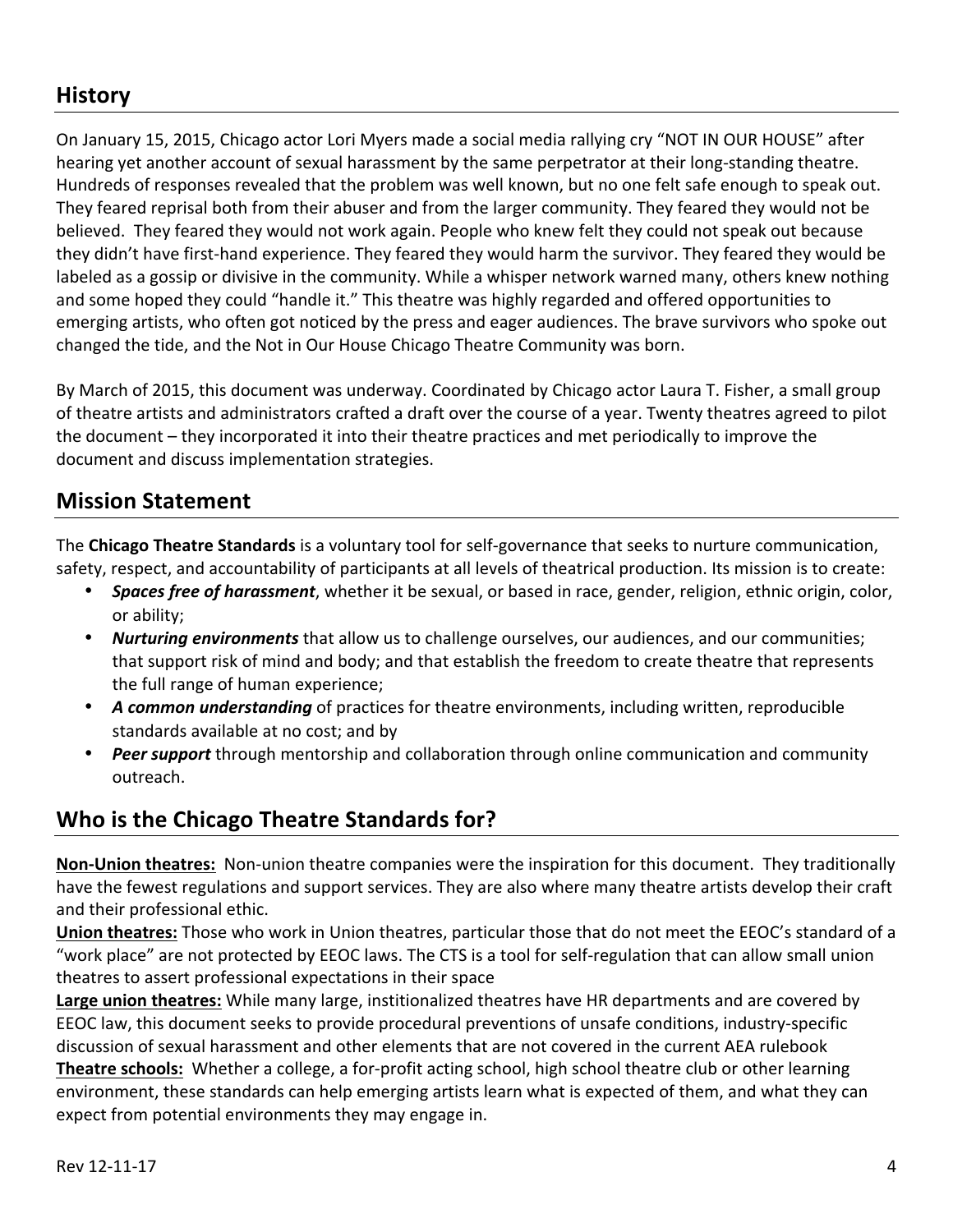## History

On January 15, 2015, Chicago actor Lori Myers made a social media rallying cry "NOT IN OUR HOUSE" after hearing yet another account of sexual harassment by the same perpetrator at their long-standing theatre. Hundreds of responses revealed that the problem was well known, but no one felt safe enough to speak out. They feared reprisal both from their abuser and from the larger community. They feared they would not be believed. They feared they would not work again. People who knew felt they could not speak out because they didn't have first-hand experience. They feared they would harm the survivor. They feared they would be labeled as a gossip or divisive in the community. While a whisper network warned many, others knew nothing and some hoped they could "handle it." This theatre was highly regarded and offered opportunities to emerging artists, who often got noticed by the press and eager audiences. The brave survivors who spoke out changed the tide, and the Not in Our House Chicago Theatre Community was born.

By March of 2015, this document was underway. Coordinated by Chicago actor Laura T. Fisher, a small group of theatre artists and administrators crafted a draft over the course of a year. Twenty theatres agreed to pilot the document – they incorporated it into their theatre practices and met periodically to improve the document and discuss implementation strategies.

## Mission Statement

The **Chicago Theatre Standards** is a voluntary tool for self-governance that seeks to nurture communication, safety, respect, and accountability of participants at all levels of theatrical production. Its mission is to create:

- ***Spaces free of harassment***, whether it be sexual, or based in race, gender, religion, ethnic origin, color, or ability;
- ***Nurturing environments*** that allow us to challenge ourselves, our audiences, and our communities; that support risk of mind and body; and that establish the freedom to create theatre that represents the full range of human experience;
- ***A common understanding*** of practices for theatre environments, including written, reproducible standards available at no cost; and by
- ***Peer support*** through mentorship and collaboration through online communication and community outreach.

## Who is the Chicago Theatre Standards for?

**Non-Union theatres:** Non-union theatre companies were the inspiration for this document. They traditionally have the fewest regulations and support services. They are also where many theatre artists develop their craft and their professional ethic.

**Union theatres:** Those who work in Union theatres, particular those that do not meet the EEOC's standard of a "work place" are not protected by EEOC laws. The CTS is a tool for self-regulation that can allow small union theatres to assert professional expectations in their space

**Large union theatres:** While many large, institionalized theatres have HR departments and are covered by EEOC law, this document seeks to provide procedural preventions of unsafe conditions, industry-specific discussion of sexual harassment and other elements that are not covered in the current AEA rulebook

**Theatre schools:** Whether a college, a for-profit acting school, high school theatre club or other learning environment, these standards can help emerging artists learn what is expected of them, and what they can expect from potential environments they may engage in.

Rev 12-11-17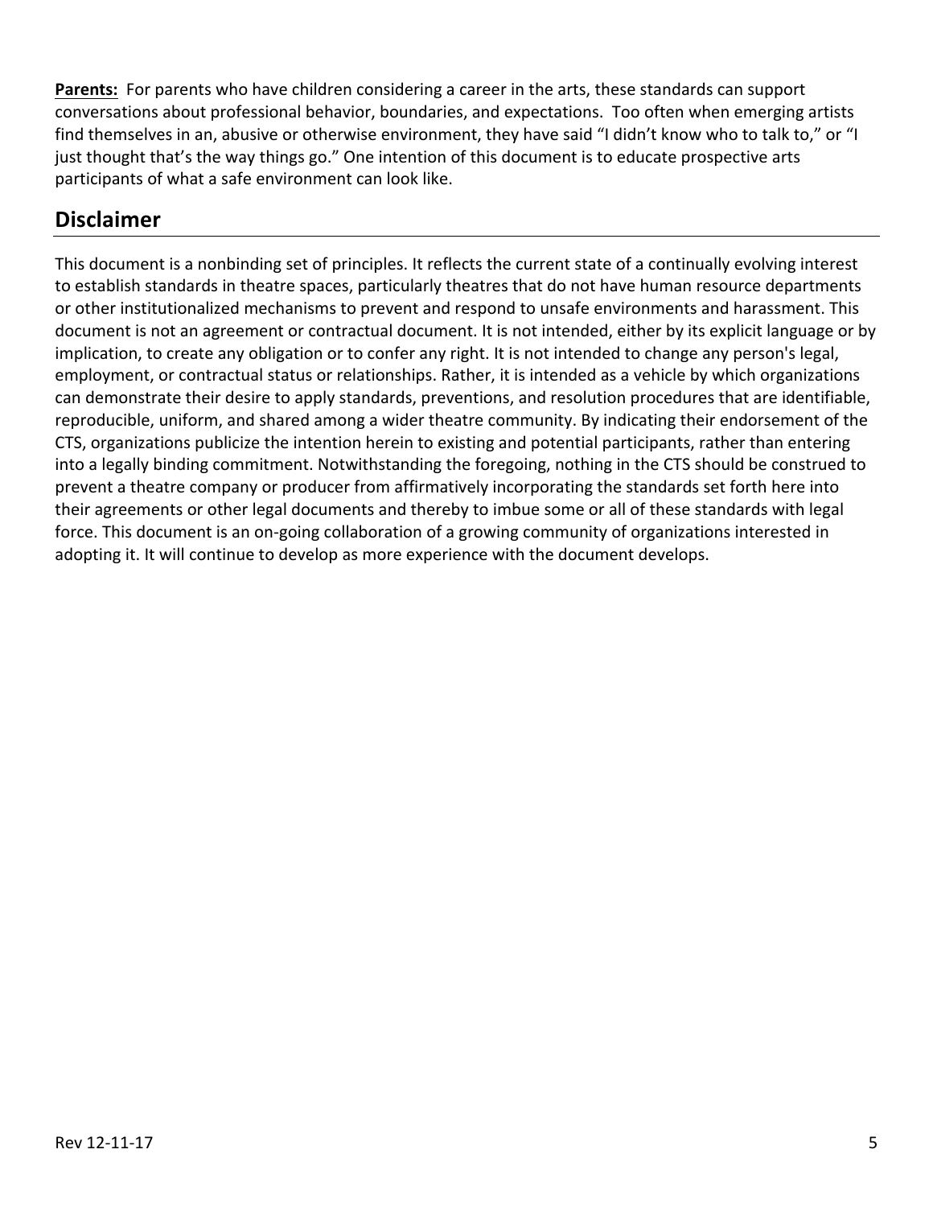**Parents:** For parents who have children considering a career in the arts, these standards can support conversations about professional behavior, boundaries, and expectations. Too often when emerging artists find themselves in an, abusive or otherwise environment, they have said "I didn't know who to talk to," or "I just thought that's the way things go." One intention of this document is to educate prospective arts participants of what a safe environment can look like.

## Disclaimer

This document is a nonbinding set of principles. It reflects the current state of a continually evolving interest to establish standards in theatre spaces, particularly theatres that do not have human resource departments or other institutionalized mechanisms to prevent and respond to unsafe environments and harassment. This document is not an agreement or contractual document. It is not intended, either by its explicit language or by implication, to create any obligation or to confer any right. It is not intended to change any person's legal, employment, or contractual status or relationships. Rather, it is intended as a vehicle by which organizations can demonstrate their desire to apply standards, preventions, and resolution procedures that are identifiable, reproducible, uniform, and shared among a wider theatre community. By indicating their endorsement of the CTS, organizations publicize the intention herein to existing and potential participants, rather than entering into a legally binding commitment. Notwithstanding the foregoing, nothing in the CTS should be construed to prevent a theatre company or producer from affirmatively incorporating the standards set forth here into their agreements or other legal documents and thereby to imbue some or all of these standards with legal force. This document is an on-going collaboration of a growing community of organizations interested in adopting it. It will continue to develop as more experience with the document develops.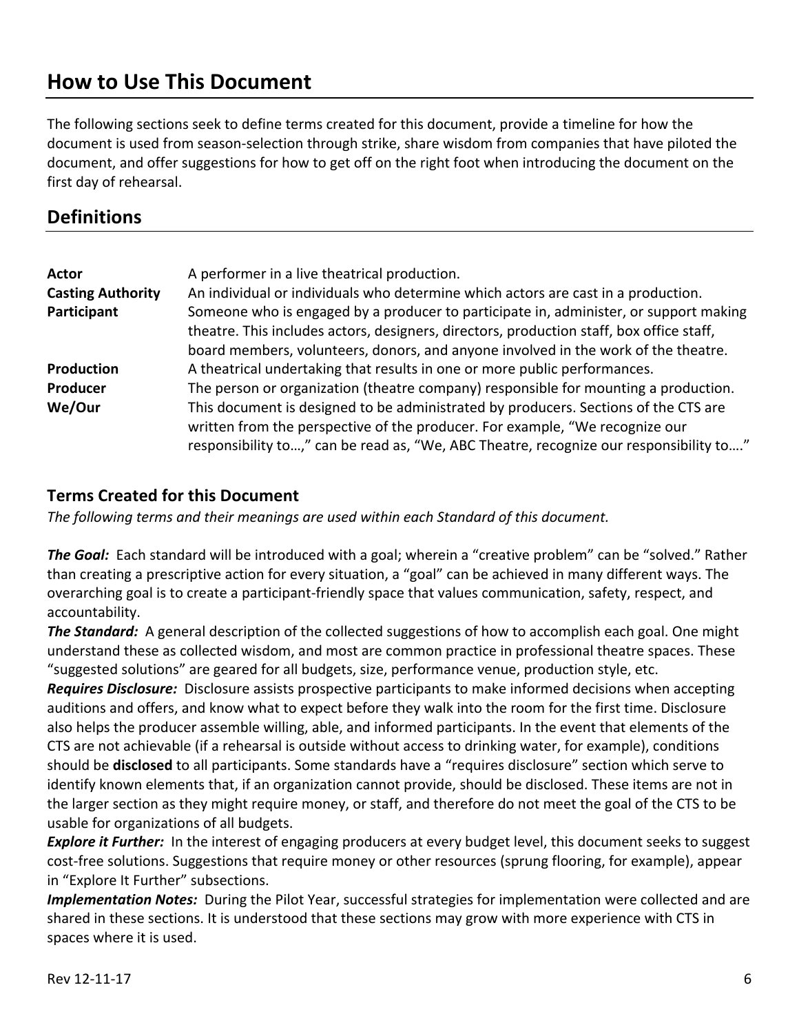## How to Use This Document

The following sections seek to define terms created for this document, provide a timeline for how the document is used from season-selection through strike, share wisdom from companies that have piloted the document, and offer suggestions for how to get off on the right foot when introducing the document on the first day of rehearsal.

## Definitions

| | |
|---|---|
| **Actor** | A performer in a live theatrical production. |
| **Casting Authority** | An individual or individuals who determine which actors are cast in a production. |
| **Participant** | Someone who is engaged by a producer to participate in, administer, or support making theatre. This includes actors, designers, directors, production staff, box office staff, board members, volunteers, donors, and anyone involved in the work of the theatre. |
| **Production** | A theatrical undertaking that results in one or more public performances. |
| **Producer** | The person or organization (theatre company) responsible for mounting a production. |
| **We/Our** | This document is designed to be administrated by producers. Sections of the CTS are written from the perspective of the producer. For example, "We recognize our responsibility to…," can be read as, "We, ABC Theatre, recognize our responsibility to…." |

### Terms Created for this Document

*The following terms and their meanings are used within each Standard of this document.*

***The Goal:*** Each standard will be introduced with a goal; wherein a "creative problem" can be "solved." Rather than creating a prescriptive action for every situation, a "goal" can be achieved in many different ways. The overarching goal is to create a participant-friendly space that values communication, safety, respect, and accountability.

***The Standard:*** A general description of the collected suggestions of how to accomplish each goal. One might understand these as collected wisdom, and most are common practice in professional theatre spaces. These "suggested solutions" are geared for all budgets, size, performance venue, production style, etc.

***Requires Disclosure:*** Disclosure assists prospective participants to make informed decisions when accepting auditions and offers, and know what to expect before they walk into the room for the first time. Disclosure also helps the producer assemble willing, able, and informed participants. In the event that elements of the CTS are not achievable (if a rehearsal is outside without access to drinking water, for example), conditions should be **disclosed** to all participants. Some standards have a "requires disclosure" section which serve to identify known elements that, if an organization cannot provide, should be disclosed. These items are not in the larger section as they might require money, or staff, and therefore do not meet the goal of the CTS to be usable for organizations of all budgets.

***Explore it Further:*** In the interest of engaging producers at every budget level, this document seeks to suggest cost-free solutions. Suggestions that require money or other resources (sprung flooring, for example), appear in "Explore It Further" subsections.

***Implementation Notes:*** During the Pilot Year, successful strategies for implementation were collected and are shared in these sections. It is understood that these sections may grow with more experience with CTS in spaces where it is used.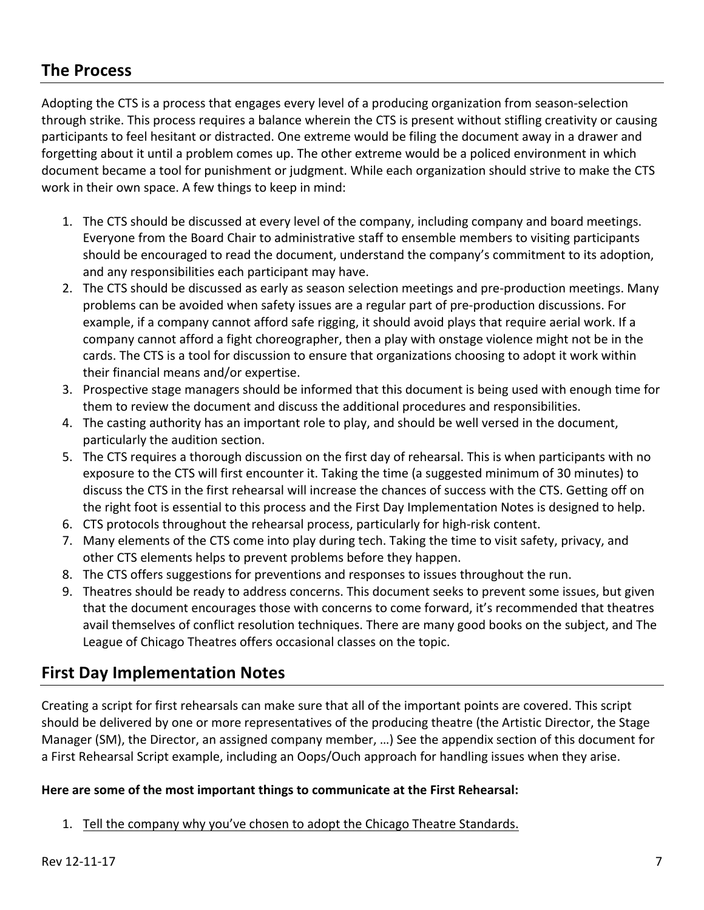## The Process

Adopting the CTS is a process that engages every level of a producing organization from season-selection through strike. This process requires a balance wherein the CTS is present without stifling creativity or causing participants to feel hesitant or distracted. One extreme would be filing the document away in a drawer and forgetting about it until a problem comes up. The other extreme would be a policed environment in which document became a tool for punishment or judgment. While each organization should strive to make the CTS work in their own space. A few things to keep in mind:

1. The CTS should be discussed at every level of the company, including company and board meetings. Everyone from the Board Chair to administrative staff to ensemble members to visiting participants should be encouraged to read the document, understand the company's commitment to its adoption, and any responsibilities each participant may have.
2. The CTS should be discussed as early as season selection meetings and pre-production meetings. Many problems can be avoided when safety issues are a regular part of pre-production discussions. For example, if a company cannot afford safe rigging, it should avoid plays that require aerial work. If a company cannot afford a fight choreographer, then a play with onstage violence might not be in the cards. The CTS is a tool for discussion to ensure that organizations choosing to adopt it work within their financial means and/or expertise.
3. Prospective stage managers should be informed that this document is being used with enough time for them to review the document and discuss the additional procedures and responsibilities.
4. The casting authority has an important role to play, and should be well versed in the document, particularly the audition section.
5. The CTS requires a thorough discussion on the first day of rehearsal. This is when participants with no exposure to the CTS will first encounter it. Taking the time (a suggested minimum of 30 minutes) to discuss the CTS in the first rehearsal will increase the chances of success with the CTS. Getting off on the right foot is essential to this process and the First Day Implementation Notes is designed to help.
6. CTS protocols throughout the rehearsal process, particularly for high-risk content.
7. Many elements of the CTS come into play during tech. Taking the time to visit safety, privacy, and other CTS elements helps to prevent problems before they happen.
8. The CTS offers suggestions for preventions and responses to issues throughout the run.
9. Theatres should be ready to address concerns. This document seeks to prevent some issues, but given that the document encourages those with concerns to come forward, it's recommended that theatres avail themselves of conflict resolution techniques. There are many good books on the subject, and The League of Chicago Theatres offers occasional classes on the topic.

## First Day Implementation Notes

Creating a script for first rehearsals can make sure that all of the important points are covered. This script should be delivered by one or more representatives of the producing theatre (the Artistic Director, the Stage Manager (SM), the Director, an assigned company member, …) See the appendix section of this document for a First Rehearsal Script example, including an Oops/Ouch approach for handling issues when they arise.

**Here are some of the most important things to communicate at the First Rehearsal:**

1. <u>Tell the company why you've chosen to adopt the Chicago Theatre Standards.</u>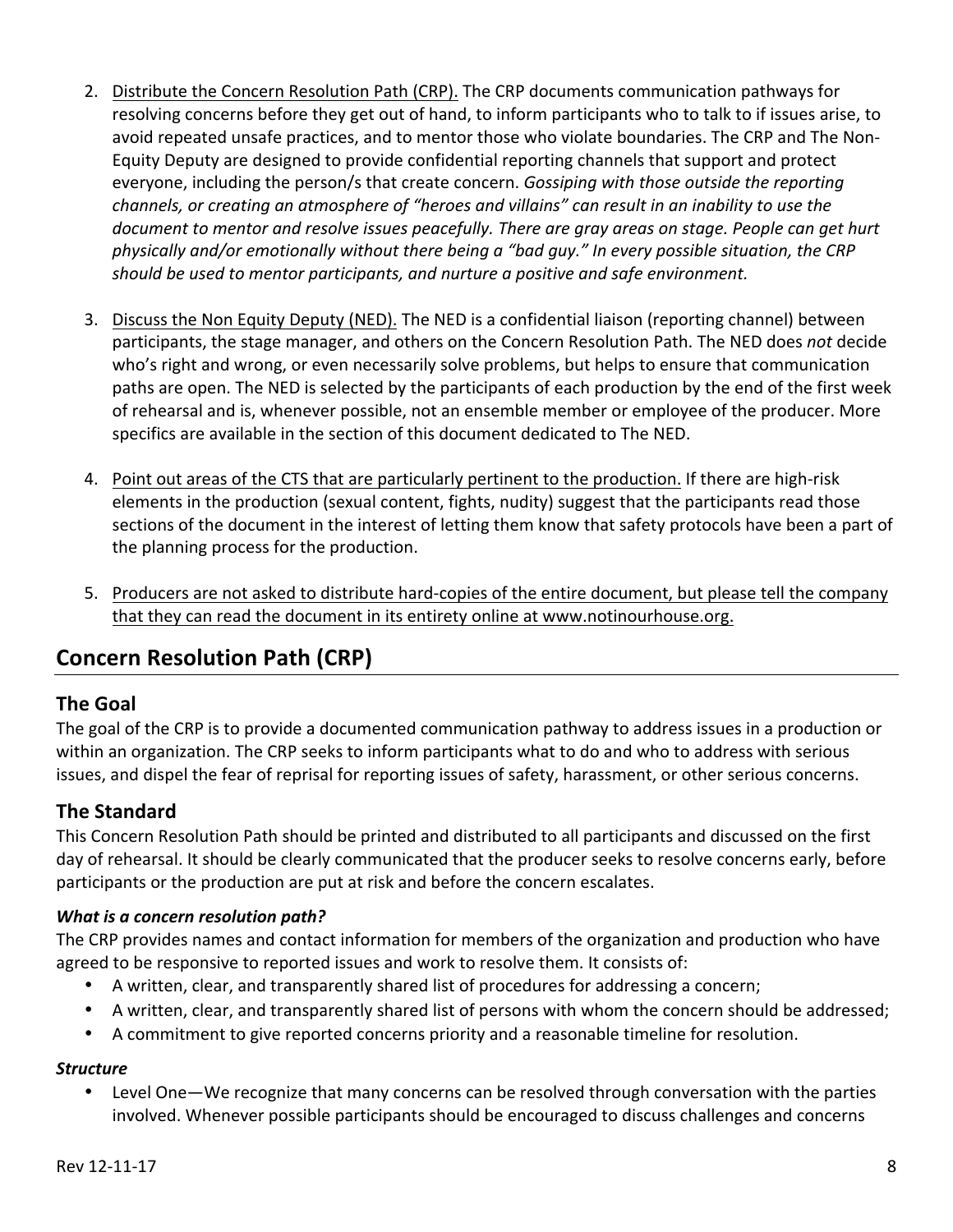2. <u>Distribute the Concern Resolution Path (CRP).</u> The CRP documents communication pathways for resolving concerns before they get out of hand, to inform participants who to talk to if issues arise, to avoid repeated unsafe practices, and to mentor those who violate boundaries. The CRP and The Non-Equity Deputy are designed to provide confidential reporting channels that support and protect everyone, including the person/s that create concern. *Gossiping with those outside the reporting channels, or creating an atmosphere of "heroes and villains" can result in an inability to use the document to mentor and resolve issues peacefully. There are gray areas on stage. People can get hurt physically and/or emotionally without there being a "bad guy." In every possible situation, the CRP should be used to mentor participants, and nurture a positive and safe environment.*

3. <u>Discuss the Non Equity Deputy (NED).</u> The NED is a confidential liaison (reporting channel) between participants, the stage manager, and others on the Concern Resolution Path. The NED does *not* decide who's right and wrong, or even necessarily solve problems, but helps to ensure that communication paths are open. The NED is selected by the participants of each production by the end of the first week of rehearsal and is, whenever possible, not an ensemble member or employee of the producer. More specifics are available in the section of this document dedicated to The NED.

4. <u>Point out areas of the CTS that are particularly pertinent to the production.</u> If there are high-risk elements in the production (sexual content, fights, nudity) suggest that the participants read those sections of the document in the interest of letting them know that safety protocols have been a part of the planning process for the production.

5. <u>Producers are not asked to distribute hard-copies of the entire document, but please tell the company that they can read the document in its entirety online at www.notinourhouse.org.</u>

## Concern Resolution Path (CRP)

### The Goal

The goal of the CRP is to provide a documented communication pathway to address issues in a production or within an organization. The CRP seeks to inform participants what to do and who to address with serious issues, and dispel the fear of reprisal for reporting issues of safety, harassment, or other serious concerns.

### The Standard

This Concern Resolution Path should be printed and distributed to all participants and discussed on the first day of rehearsal. It should be clearly communicated that the producer seeks to resolve concerns early, before participants or the production are put at risk and before the concern escalates.

#### *What is a concern resolution path?*

The CRP provides names and contact information for members of the organization and production who have agreed to be responsive to reported issues and work to resolve them. It consists of:

- A written, clear, and transparently shared list of procedures for addressing a concern;
- A written, clear, and transparently shared list of persons with whom the concern should be addressed;
- A commitment to give reported concerns priority and a reasonable timeline for resolution.

#### *Structure*

- Level One—We recognize that many concerns can be resolved through conversation with the parties involved. Whenever possible participants should be encouraged to discuss challenges and concerns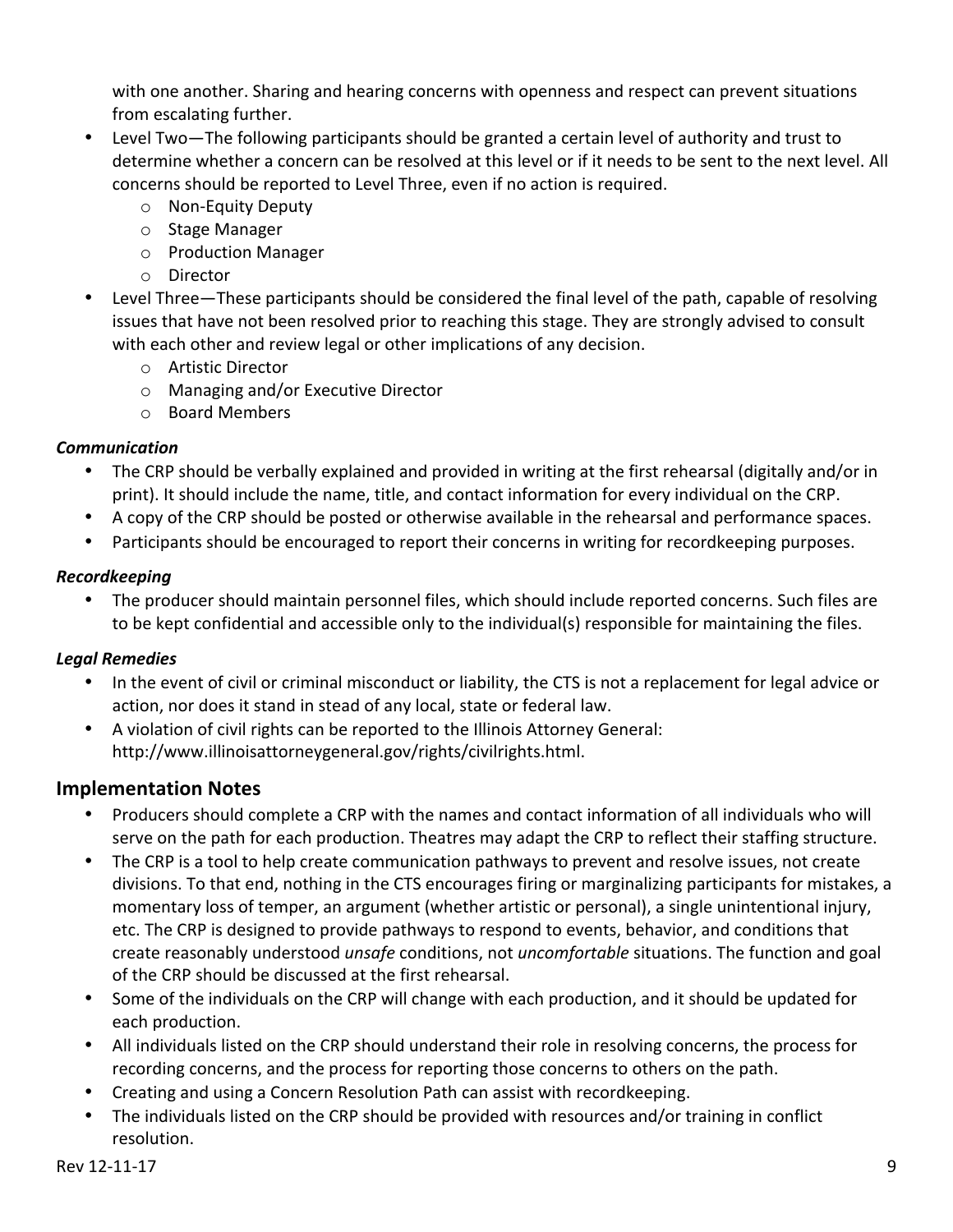with one another. Sharing and hearing concerns with openness and respect can prevent situations from escalating further.

- Level Two—The following participants should be granted a certain level of authority and trust to determine whether a concern can be resolved at this level or if it needs to be sent to the next level. All concerns should be reported to Level Three, even if no action is required.
    - Non-Equity Deputy
    - Stage Manager
    - Production Manager
    - Director
- Level Three—These participants should be considered the final level of the path, capable of resolving issues that have not been resolved prior to reaching this stage. They are strongly advised to consult with each other and review legal or other implications of any decision.
    - Artistic Director
    - Managing and/or Executive Director
    - Board Members

***Communication***

- The CRP should be verbally explained and provided in writing at the first rehearsal (digitally and/or in print). It should include the name, title, and contact information for every individual on the CRP.
- A copy of the CRP should be posted or otherwise available in the rehearsal and performance spaces.
- Participants should be encouraged to report their concerns in writing for recordkeeping purposes.

***Recordkeeping***

- The producer should maintain personnel files, which should include reported concerns. Such files are to be kept confidential and accessible only to the individual(s) responsible for maintaining the files.

***Legal Remedies***

- In the event of civil or criminal misconduct or liability, the CTS is not a replacement for legal advice or action, nor does it stand in stead of any local, state or federal law.
- A violation of civil rights can be reported to the Illinois Attorney General: http://www.illinoisattorneygeneral.gov/rights/civilrights.html.

## Implementation Notes

- Producers should complete a CRP with the names and contact information of all individuals who will serve on the path for each production. Theatres may adapt the CRP to reflect their staffing structure.
- The CRP is a tool to help create communication pathways to prevent and resolve issues, not create divisions. To that end, nothing in the CTS encourages firing or marginalizing participants for mistakes, a momentary loss of temper, an argument (whether artistic or personal), a single unintentional injury, etc. The CRP is designed to provide pathways to respond to events, behavior, and conditions that create reasonably understood *unsafe* conditions, not *uncomfortable* situations. The function and goal of the CRP should be discussed at the first rehearsal.
- Some of the individuals on the CRP will change with each production, and it should be updated for each production.
- All individuals listed on the CRP should understand their role in resolving concerns, the process for recording concerns, and the process for reporting those concerns to others on the path.
- Creating and using a Concern Resolution Path can assist with recordkeeping.
- The individuals listed on the CRP should be provided with resources and/or training in conflict resolution.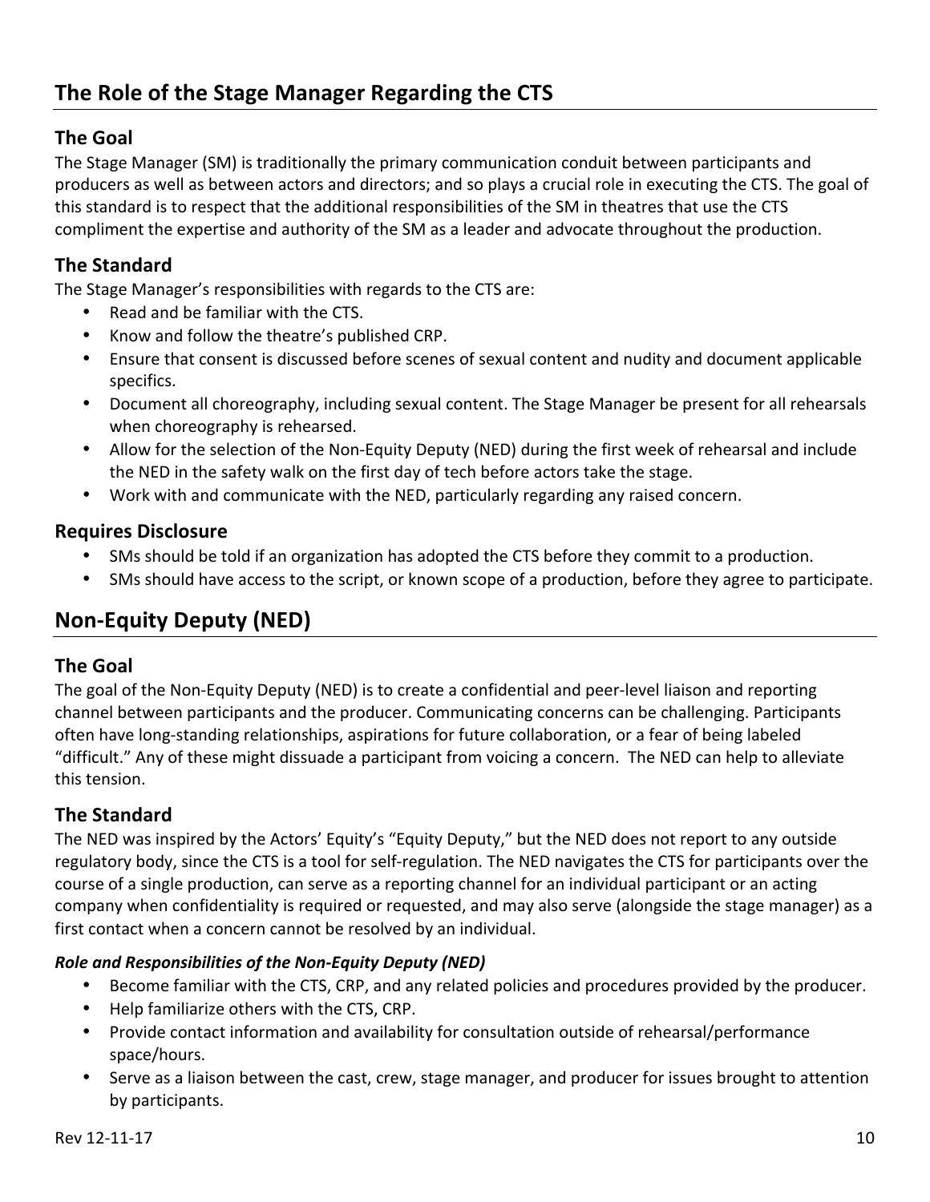## The Role of the Stage Manager Regarding the CTS

### The Goal

The Stage Manager (SM) is traditionally the primary communication conduit between participants and producers as well as between actors and directors; and so plays a crucial role in executing the CTS. The goal of this standard is to respect that the additional responsibilities of the SM in theatres that use the CTS compliment the expertise and authority of the SM as a leader and advocate throughout the production.

### The Standard

The Stage Manager's responsibilities with regards to the CTS are:

- Read and be familiar with the CTS.
- Know and follow the theatre's published CRP.
- Ensure that consent is discussed before scenes of sexual content and nudity and document applicable specifics.
- Document all choreography, including sexual content. The Stage Manager be present for all rehearsals when choreography is rehearsed.
- Allow for the selection of the Non-Equity Deputy (NED) during the first week of rehearsal and include the NED in the safety walk on the first day of tech before actors take the stage.
- Work with and communicate with the NED, particularly regarding any raised concern.

### Requires Disclosure

- SMs should be told if an organization has adopted the CTS before they commit to a production.
- SMs should have access to the script, or known scope of a production, before they agree to participate.

## Non-Equity Deputy (NED)

### The Goal

The goal of the Non-Equity Deputy (NED) is to create a confidential and peer-level liaison and reporting channel between participants and the producer. Communicating concerns can be challenging. Participants often have long-standing relationships, aspirations for future collaboration, or a fear of being labeled "difficult." Any of these might dissuade a participant from voicing a concern. The NED can help to alleviate this tension.

### The Standard

The NED was inspired by the Actors' Equity's "Equity Deputy," but the NED does not report to any outside regulatory body, since the CTS is a tool for self-regulation. The NED navigates the CTS for participants over the course of a single production, can serve as a reporting channel for an individual participant or an acting company when confidentiality is required or requested, and may also serve (alongside the stage manager) as a first contact when a concern cannot be resolved by an individual.

***Role and Responsibilities of the Non-Equity Deputy (NED)***

- Become familiar with the CTS, CRP, and any related policies and procedures provided by the producer.
- Help familiarize others with the CTS, CRP.
- Provide contact information and availability for consultation outside of rehearsal/performance space/hours.
- Serve as a liaison between the cast, crew, stage manager, and producer for issues brought to attention by participants.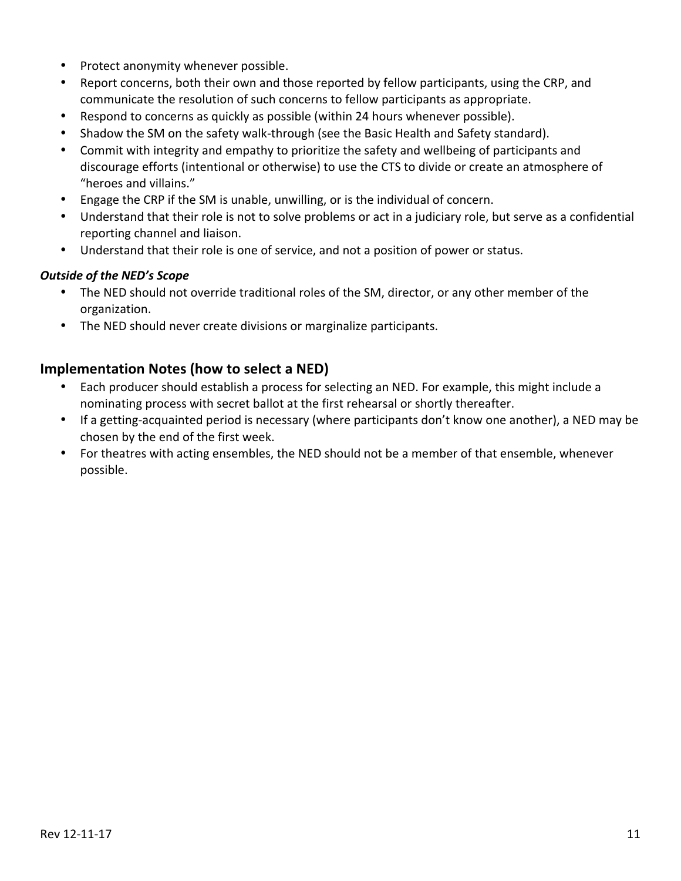- Protect anonymity whenever possible.
- Report concerns, both their own and those reported by fellow participants, using the CRP, and communicate the resolution of such concerns to fellow participants as appropriate.
- Respond to concerns as quickly as possible (within 24 hours whenever possible).
- Shadow the SM on the safety walk-through (see the Basic Health and Safety standard).
- Commit with integrity and empathy to prioritize the safety and wellbeing of participants and discourage efforts (intentional or otherwise) to use the CTS to divide or create an atmosphere of "heroes and villains."
- Engage the CRP if the SM is unable, unwilling, or is the individual of concern.
- Understand that their role is not to solve problems or act in a judiciary role, but serve as a confidential reporting channel and liaison.
- Understand that their role is one of service, and not a position of power or status.

***Outside of the NED's Scope***

- The NED should not override traditional roles of the SM, director, or any other member of the organization.
- The NED should never create divisions or marginalize participants.

## Implementation Notes (how to select a NED)

- Each producer should establish a process for selecting an NED. For example, this might include a nominating process with secret ballot at the first rehearsal or shortly thereafter.
- If a getting-acquainted period is necessary (where participants don't know one another), a NED may be chosen by the end of the first week.
- For theatres with acting ensembles, the NED should not be a member of that ensemble, whenever possible.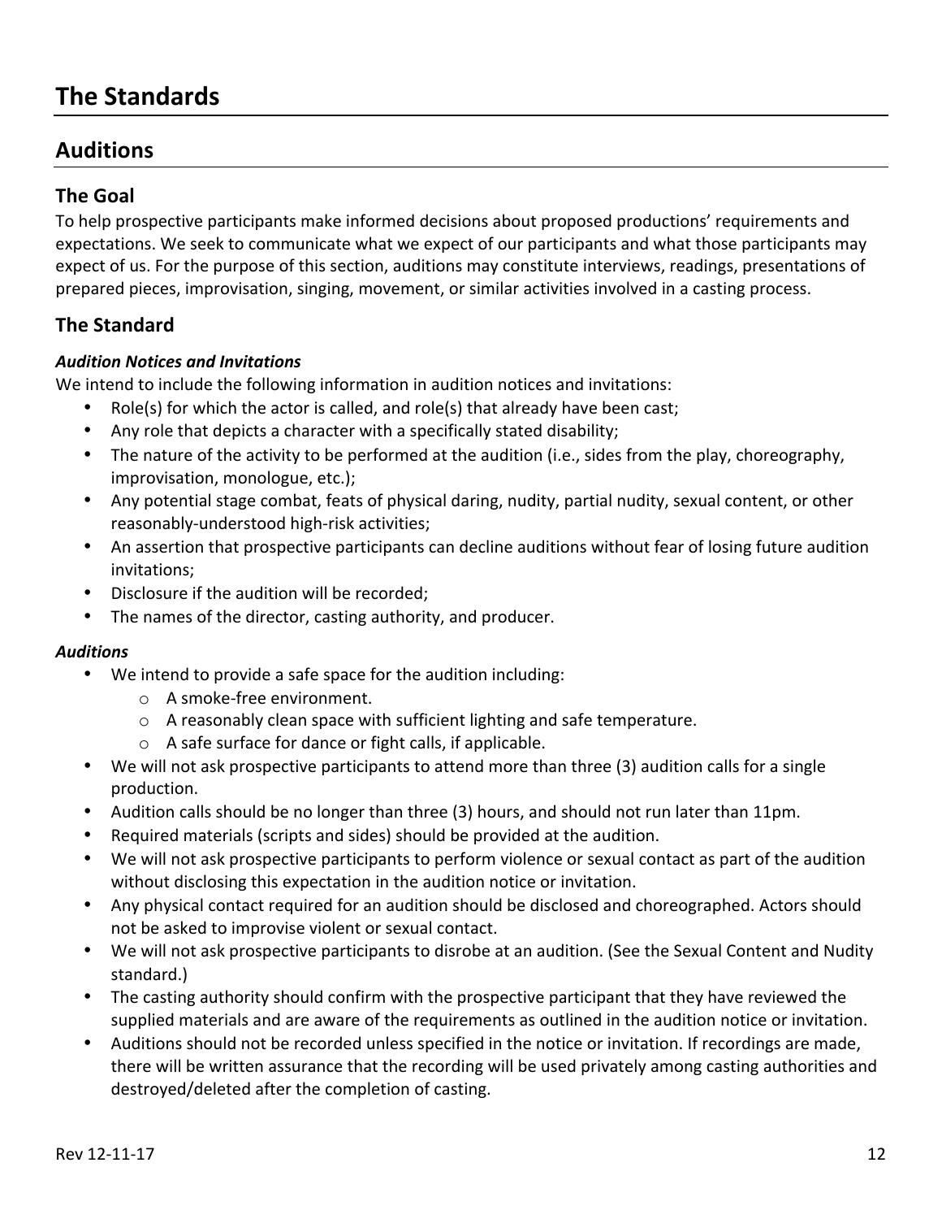# The Standards

## Auditions

### The Goal

To help prospective participants make informed decisions about proposed productions' requirements and expectations. We seek to communicate what we expect of our participants and what those participants may expect of us. For the purpose of this section, auditions may constitute interviews, readings, presentations of prepared pieces, improvisation, singing, movement, or similar activities involved in a casting process.

### The Standard

***Audition Notices and Invitations***

We intend to include the following information in audition notices and invitations:

- Role(s) for which the actor is called, and role(s) that already have been cast;
- Any role that depicts a character with a specifically stated disability;
- The nature of the activity to be performed at the audition (i.e., sides from the play, choreography, improvisation, monologue, etc.);
- Any potential stage combat, feats of physical daring, nudity, partial nudity, sexual content, or other reasonably-understood high-risk activities;
- An assertion that prospective participants can decline auditions without fear of losing future audition invitations;
- Disclosure if the audition will be recorded;
- The names of the director, casting authority, and producer.

***Auditions***

- We intend to provide a safe space for the audition including:
  - A smoke-free environment.
  - A reasonably clean space with sufficient lighting and safe temperature.
  - A safe surface for dance or fight calls, if applicable.
- We will not ask prospective participants to attend more than three (3) audition calls for a single production.
- Audition calls should be no longer than three (3) hours, and should not run later than 11pm.
- Required materials (scripts and sides) should be provided at the audition.
- We will not ask prospective participants to perform violence or sexual contact as part of the audition without disclosing this expectation in the audition notice or invitation.
- Any physical contact required for an audition should be disclosed and choreographed. Actors should not be asked to improvise violent or sexual contact.
- We will not ask prospective participants to disrobe at an audition. (See the Sexual Content and Nudity standard.)
- The casting authority should confirm with the prospective participant that they have reviewed the supplied materials and are aware of the requirements as outlined in the audition notice or invitation.
- Auditions should not be recorded unless specified in the notice or invitation. If recordings are made, there will be written assurance that the recording will be used privately among casting authorities and destroyed/deleted after the completion of casting.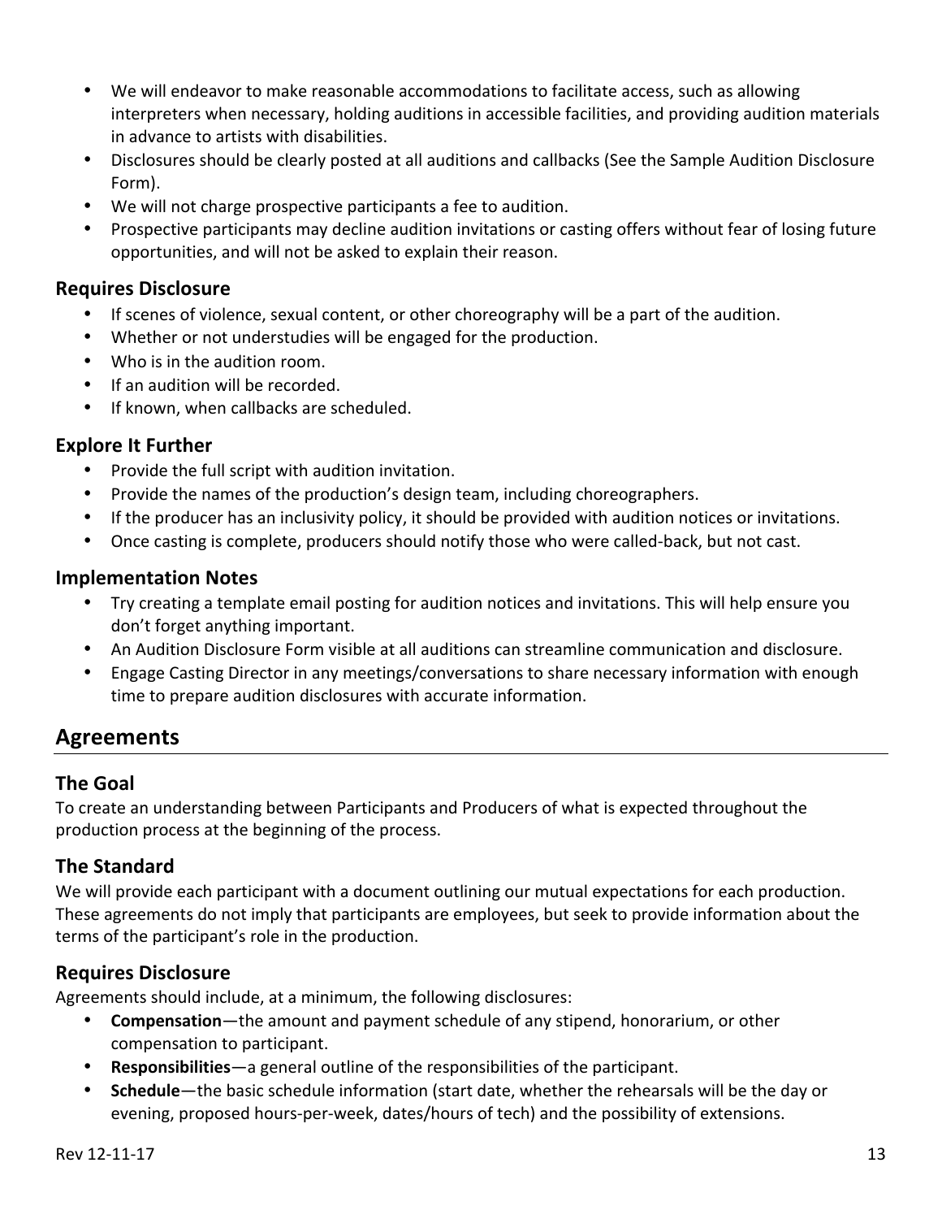- We will endeavor to make reasonable accommodations to facilitate access, such as allowing interpreters when necessary, holding auditions in accessible facilities, and providing audition materials in advance to artists with disabilities.
- Disclosures should be clearly posted at all auditions and callbacks (See the Sample Audition Disclosure Form).
- We will not charge prospective participants a fee to audition.
- Prospective participants may decline audition invitations or casting offers without fear of losing future opportunities, and will not be asked to explain their reason.

### Requires Disclosure

- If scenes of violence, sexual content, or other choreography will be a part of the audition.
- Whether or not understudies will be engaged for the production.
- Who is in the audition room.
- If an audition will be recorded.
- If known, when callbacks are scheduled.

### Explore It Further

- Provide the full script with audition invitation.
- Provide the names of the production's design team, including choreographers.
- If the producer has an inclusivity policy, it should be provided with audition notices or invitations.
- Once casting is complete, producers should notify those who were called-back, but not cast.

### Implementation Notes

- Try creating a template email posting for audition notices and invitations. This will help ensure you don't forget anything important.
- An Audition Disclosure Form visible at all auditions can streamline communication and disclosure.
- Engage Casting Director in any meetings/conversations to share necessary information with enough time to prepare audition disclosures with accurate information.

## Agreements

### The Goal

To create an understanding between Participants and Producers of what is expected throughout the production process at the beginning of the process.

### The Standard

We will provide each participant with a document outlining our mutual expectations for each production. These agreements do not imply that participants are employees, but seek to provide information about the terms of the participant's role in the production.

### Requires Disclosure

Agreements should include, at a minimum, the following disclosures:

- **Compensation**—the amount and payment schedule of any stipend, honorarium, or other compensation to participant.
- **Responsibilities**—a general outline of the responsibilities of the participant.
- **Schedule**—the basic schedule information (start date, whether the rehearsals will be the day or evening, proposed hours-per-week, dates/hours of tech) and the possibility of extensions.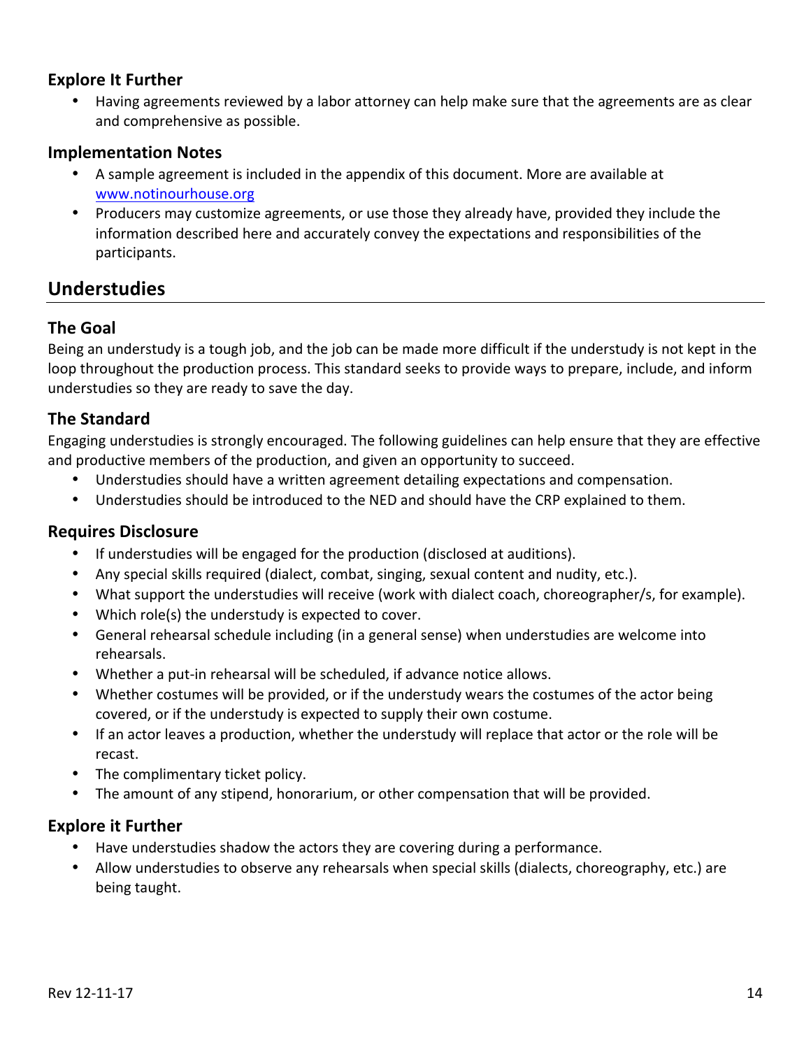### Explore It Further

- Having agreements reviewed by a labor attorney can help make sure that the agreements are as clear and comprehensive as possible.

### Implementation Notes

- A sample agreement is included in the appendix of this document. More are available at www.notinourhouse.org
- Producers may customize agreements, or use those they already have, provided they include the information described here and accurately convey the expectations and responsibilities of the participants.

## Understudies

### The Goal

Being an understudy is a tough job, and the job can be made more difficult if the understudy is not kept in the loop throughout the production process. This standard seeks to provide ways to prepare, include, and inform understudies so they are ready to save the day.

### The Standard

Engaging understudies is strongly encouraged. The following guidelines can help ensure that they are effective and productive members of the production, and given an opportunity to succeed.

- Understudies should have a written agreement detailing expectations and compensation.
- Understudies should be introduced to the NED and should have the CRP explained to them.

### Requires Disclosure

- If understudies will be engaged for the production (disclosed at auditions).
- Any special skills required (dialect, combat, singing, sexual content and nudity, etc.).
- What support the understudies will receive (work with dialect coach, choreographer/s, for example).
- Which role(s) the understudy is expected to cover.
- General rehearsal schedule including (in a general sense) when understudies are welcome into rehearsals.
- Whether a put-in rehearsal will be scheduled, if advance notice allows.
- Whether costumes will be provided, or if the understudy wears the costumes of the actor being covered, or if the understudy is expected to supply their own costume.
- If an actor leaves a production, whether the understudy will replace that actor or the role will be recast.
- The complimentary ticket policy.
- The amount of any stipend, honorarium, or other compensation that will be provided.

### Explore it Further

- Have understudies shadow the actors they are covering during a performance.
- Allow understudies to observe any rehearsals when special skills (dialects, choreography, etc.) are being taught.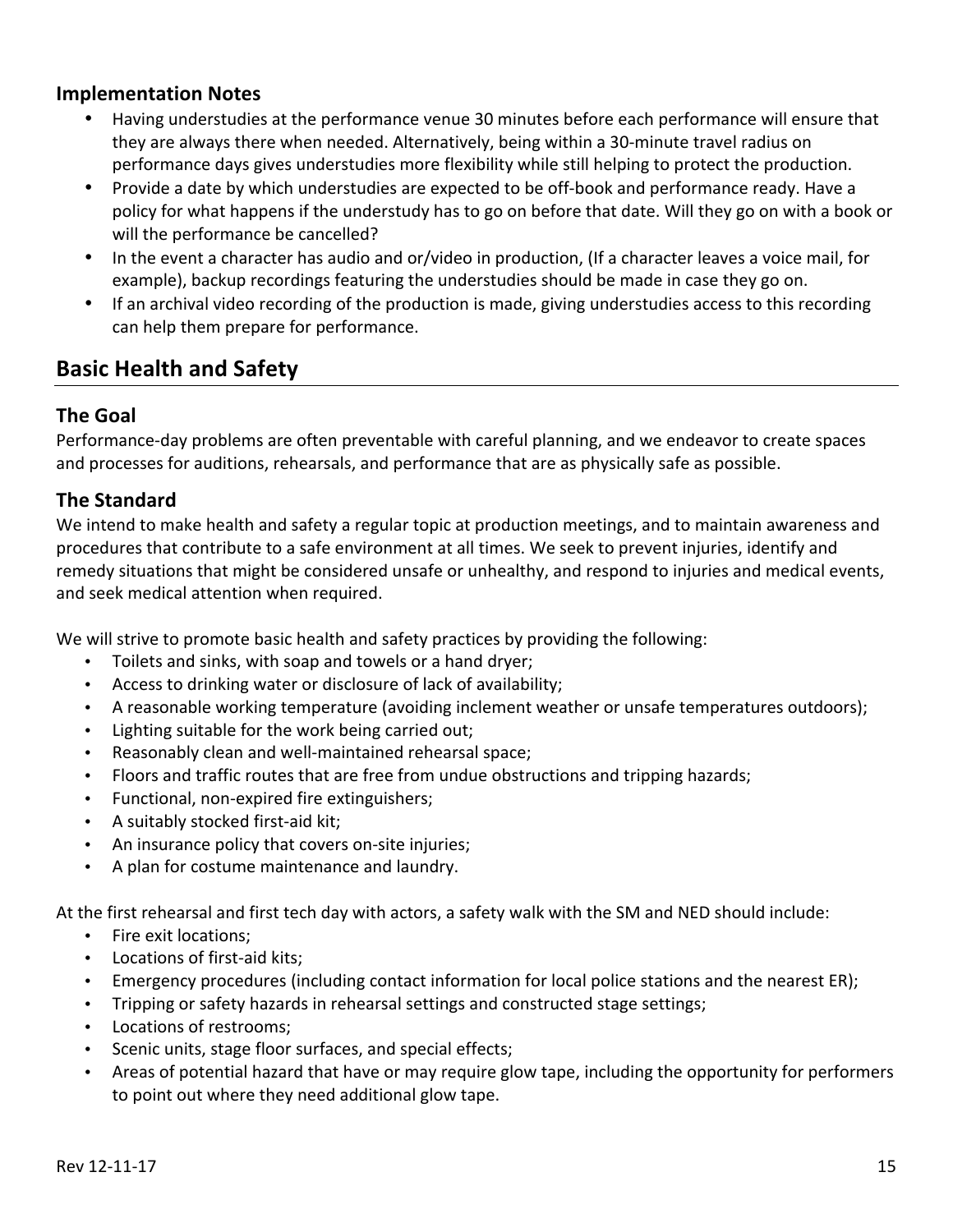### Implementation Notes

- Having understudies at the performance venue 30 minutes before each performance will ensure that they are always there when needed. Alternatively, being within a 30-minute travel radius on performance days gives understudies more flexibility while still helping to protect the production.
- Provide a date by which understudies are expected to be off-book and performance ready. Have a policy for what happens if the understudy has to go on before that date. Will they go on with a book or will the performance be cancelled?
- In the event a character has audio and or/video in production, (If a character leaves a voice mail, for example), backup recordings featuring the understudies should be made in case they go on.
- If an archival video recording of the production is made, giving understudies access to this recording can help them prepare for performance.

## Basic Health and Safety

### The Goal

Performance-day problems are often preventable with careful planning, and we endeavor to create spaces and processes for auditions, rehearsals, and performance that are as physically safe as possible.

### The Standard

We intend to make health and safety a regular topic at production meetings, and to maintain awareness and procedures that contribute to a safe environment at all times. We seek to prevent injuries, identify and remedy situations that might be considered unsafe or unhealthy, and respond to injuries and medical events, and seek medical attention when required.

We will strive to promote basic health and safety practices by providing the following:

- Toilets and sinks, with soap and towels or a hand dryer;
- Access to drinking water or disclosure of lack of availability;
- A reasonable working temperature (avoiding inclement weather or unsafe temperatures outdoors);
- Lighting suitable for the work being carried out;
- Reasonably clean and well-maintained rehearsal space;
- Floors and traffic routes that are free from undue obstructions and tripping hazards;
- Functional, non-expired fire extinguishers;
- A suitably stocked first-aid kit;
- An insurance policy that covers on-site injuries;
- A plan for costume maintenance and laundry.

At the first rehearsal and first tech day with actors, a safety walk with the SM and NED should include:

- Fire exit locations;
- Locations of first-aid kits;
- Emergency procedures (including contact information for local police stations and the nearest ER);
- Tripping or safety hazards in rehearsal settings and constructed stage settings;
- Locations of restrooms;
- Scenic units, stage floor surfaces, and special effects;
- Areas of potential hazard that have or may require glow tape, including the opportunity for performers to point out where they need additional glow tape.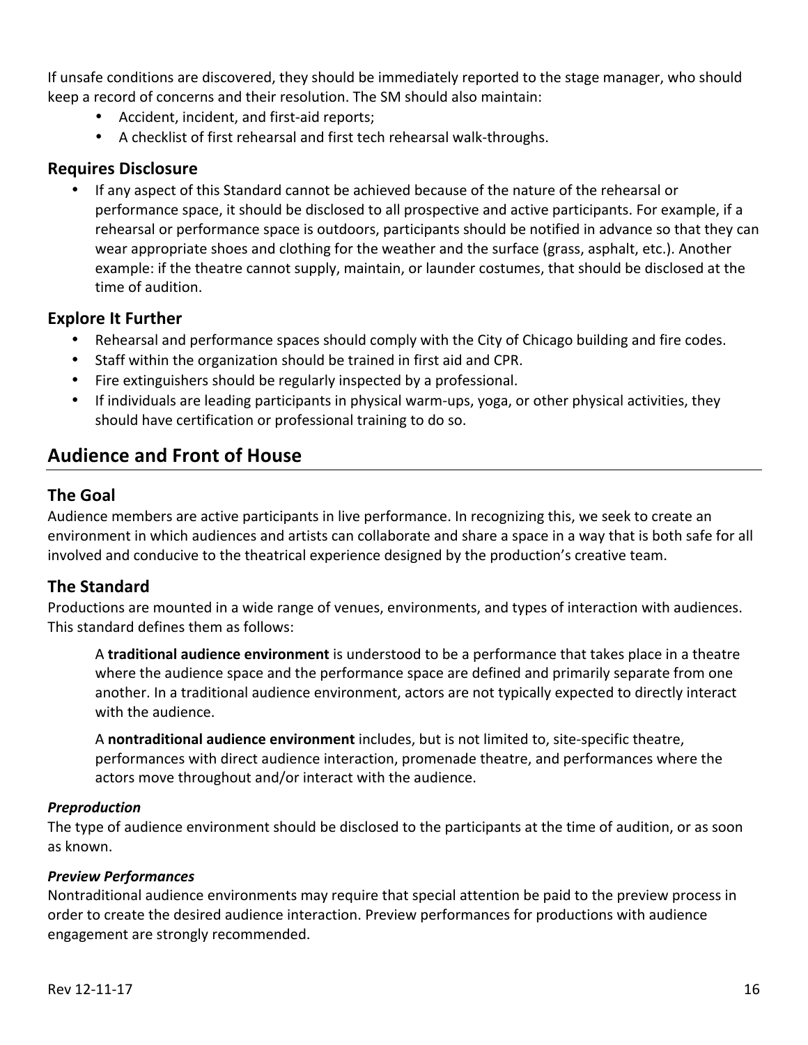If unsafe conditions are discovered, they should be immediately reported to the stage manager, who should keep a record of concerns and their resolution. The SM should also maintain:

- Accident, incident, and first-aid reports;
- A checklist of first rehearsal and first tech rehearsal walk-throughs.

### Requires Disclosure

- If any aspect of this Standard cannot be achieved because of the nature of the rehearsal or performance space, it should be disclosed to all prospective and active participants. For example, if a rehearsal or performance space is outdoors, participants should be notified in advance so that they can wear appropriate shoes and clothing for the weather and the surface (grass, asphalt, etc.). Another example: if the theatre cannot supply, maintain, or launder costumes, that should be disclosed at the time of audition.

### Explore It Further

- Rehearsal and performance spaces should comply with the City of Chicago building and fire codes.
- Staff within the organization should be trained in first aid and CPR.
- Fire extinguishers should be regularly inspected by a professional.
- If individuals are leading participants in physical warm-ups, yoga, or other physical activities, they should have certification or professional training to do so.

## Audience and Front of House

### The Goal

Audience members are active participants in live performance. In recognizing this, we seek to create an environment in which audiences and artists can collaborate and share a space in a way that is both safe for all involved and conducive to the theatrical experience designed by the production's creative team.

### The Standard

Productions are mounted in a wide range of venues, environments, and types of interaction with audiences. This standard defines them as follows:

> A **traditional audience environment** is understood to be a performance that takes place in a theatre where the audience space and the performance space are defined and primarily separate from one another. In a traditional audience environment, actors are not typically expected to directly interact with the audience.
>
> A **nontraditional audience environment** includes, but is not limited to, site-specific theatre, performances with direct audience interaction, promenade theatre, and performances where the actors move throughout and/or interact with the audience.

#### *Preproduction*

The type of audience environment should be disclosed to the participants at the time of audition, or as soon as known.

#### *Preview Performances*

Nontraditional audience environments may require that special attention be paid to the preview process in order to create the desired audience interaction. Preview performances for productions with audience engagement are strongly recommended.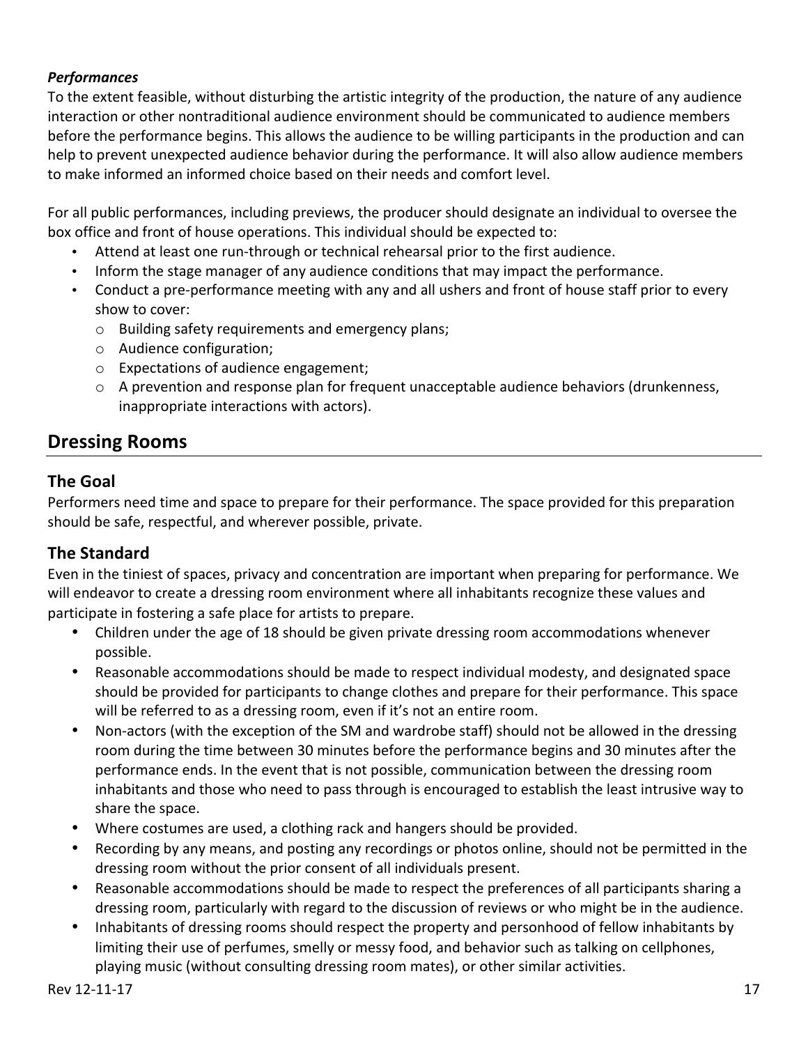***Performances***

To the extent feasible, without disturbing the artistic integrity of the production, the nature of any audience interaction or other nontraditional audience environment should be communicated to audience members before the performance begins. This allows the audience to be willing participants in the production and can help to prevent unexpected audience behavior during the performance. It will also allow audience members to make informed an informed choice based on their needs and comfort level.

For all public performances, including previews, the producer should designate an individual to oversee the box office and front of house operations. This individual should be expected to:

- Attend at least one run-through or technical rehearsal prior to the first audience.
- Inform the stage manager of any audience conditions that may impact the performance.
- Conduct a pre-performance meeting with any and all ushers and front of house staff prior to every show to cover:
  - Building safety requirements and emergency plans;
  - Audience configuration;
  - Expectations of audience engagement;
  - A prevention and response plan for frequent unacceptable audience behaviors (drunkenness, inappropriate interactions with actors).

## Dressing Rooms

### The Goal

Performers need time and space to prepare for their performance. The space provided for this preparation should be safe, respectful, and wherever possible, private.

### The Standard

Even in the tiniest of spaces, privacy and concentration are important when preparing for performance. We will endeavor to create a dressing room environment where all inhabitants recognize these values and participate in fostering a safe place for artists to prepare.

- Children under the age of 18 should be given private dressing room accommodations whenever possible.
- Reasonable accommodations should be made to respect individual modesty, and designated space should be provided for participants to change clothes and prepare for their performance. This space will be referred to as a dressing room, even if it's not an entire room.
- Non-actors (with the exception of the SM and wardrobe staff) should not be allowed in the dressing room during the time between 30 minutes before the performance begins and 30 minutes after the performance ends. In the event that is not possible, communication between the dressing room inhabitants and those who need to pass through is encouraged to establish the least intrusive way to share the space.
- Where costumes are used, a clothing rack and hangers should be provided.
- Recording by any means, and posting any recordings or photos online, should not be permitted in the dressing room without the prior consent of all individuals present.
- Reasonable accommodations should be made to respect the preferences of all participants sharing a dressing room, particularly with regard to the discussion of reviews or who might be in the audience.
- Inhabitants of dressing rooms should respect the property and personhood of fellow inhabitants by limiting their use of perfumes, smelly or messy food, and behavior such as talking on cellphones, playing music (without consulting dressing room mates), or other similar activities.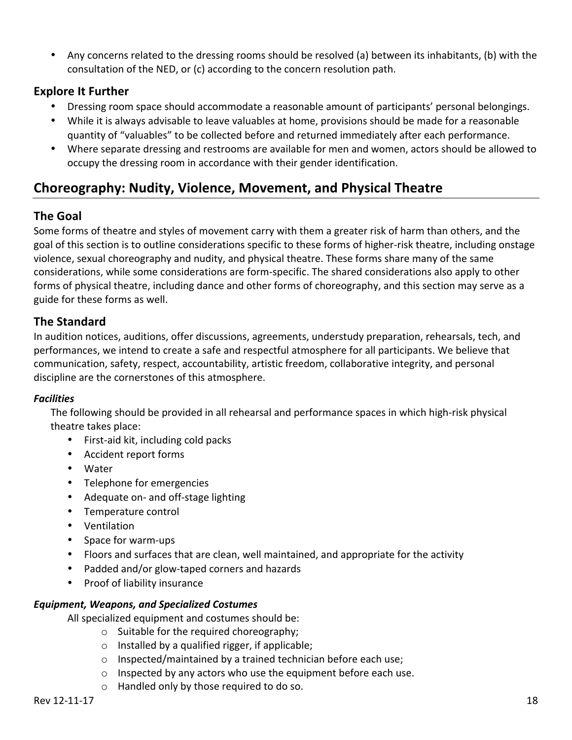- Any concerns related to the dressing rooms should be resolved (a) between its inhabitants, (b) with the consultation of the NED, or (c) according to the concern resolution path.

### Explore It Further

- Dressing room space should accommodate a reasonable amount of participants' personal belongings.
- While it is always advisable to leave valuables at home, provisions should be made for a reasonable quantity of "valuables" to be collected before and returned immediately after each performance.
- Where separate dressing and restrooms are available for men and women, actors should be allowed to occupy the dressing room in accordance with their gender identification.

## Choreography: Nudity, Violence, Movement, and Physical Theatre

### The Goal

Some forms of theatre and styles of movement carry with them a greater risk of harm than others, and the goal of this section is to outline considerations specific to these forms of higher-risk theatre, including onstage violence, sexual choreography and nudity, and physical theatre. These forms share many of the same considerations, while some considerations are form-specific. The shared considerations also apply to other forms of physical theatre, including dance and other forms of choreography, and this section may serve as a guide for these forms as well.

### The Standard

In audition notices, auditions, offer discussions, agreements, understudy preparation, rehearsals, tech, and performances, we intend to create a safe and respectful atmosphere for all participants. We believe that communication, safety, respect, accountability, artistic freedom, collaborative integrity, and personal discipline are the cornerstones of this atmosphere.

***Facilities***

The following should be provided in all rehearsal and performance spaces in which high-risk physical theatre takes place:

- First-aid kit, including cold packs
- Accident report forms
- Water
- Telephone for emergencies
- Adequate on- and off-stage lighting
- Temperature control
- Ventilation
- Space for warm-ups
- Floors and surfaces that are clean, well maintained, and appropriate for the activity
- Padded and/or glow-taped corners and hazards
- Proof of liability insurance

***Equipment, Weapons, and Specialized Costumes***

All specialized equipment and costumes should be:

- Suitable for the required choreography;
- Installed by a qualified rigger, if applicable;
- Inspected/maintained by a trained technician before each use;
- Inspected by any actors who use the equipment before each use.
- Handled only by those required to do so.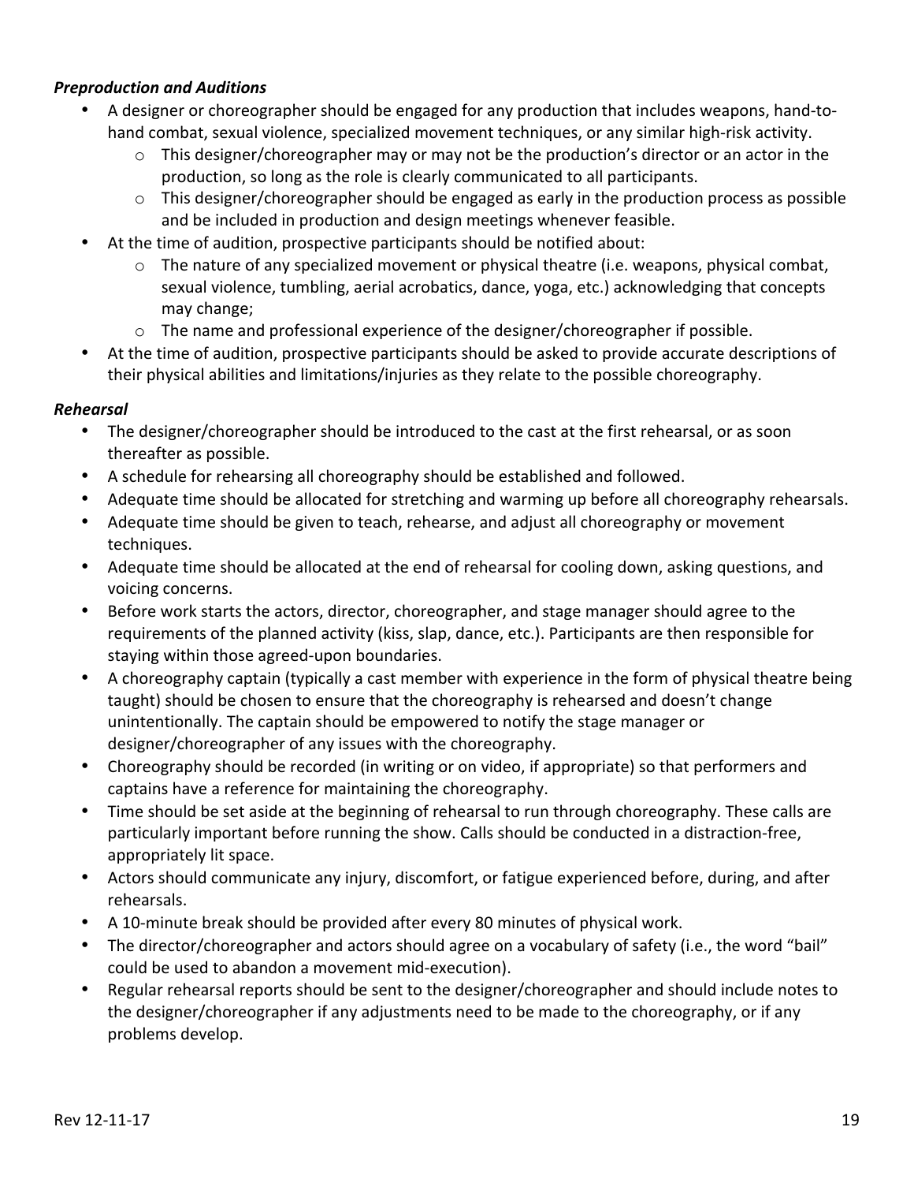### *Preproduction and Auditions*

- A designer or choreographer should be engaged for any production that includes weapons, hand-to-hand combat, sexual violence, specialized movement techniques, or any similar high-risk activity.
  - This designer/choreographer may or may not be the production's director or an actor in the production, so long as the role is clearly communicated to all participants.
  - This designer/choreographer should be engaged as early in the production process as possible and be included in production and design meetings whenever feasible.
- At the time of audition, prospective participants should be notified about:
  - The nature of any specialized movement or physical theatre (i.e. weapons, physical combat, sexual violence, tumbling, aerial acrobatics, dance, yoga, etc.) acknowledging that concepts may change;
  - The name and professional experience of the designer/choreographer if possible.
- At the time of audition, prospective participants should be asked to provide accurate descriptions of their physical abilities and limitations/injuries as they relate to the possible choreography.

### *Rehearsal*

- The designer/choreographer should be introduced to the cast at the first rehearsal, or as soon thereafter as possible.
- A schedule for rehearsing all choreography should be established and followed.
- Adequate time should be allocated for stretching and warming up before all choreography rehearsals.
- Adequate time should be given to teach, rehearse, and adjust all choreography or movement techniques.
- Adequate time should be allocated at the end of rehearsal for cooling down, asking questions, and voicing concerns.
- Before work starts the actors, director, choreographer, and stage manager should agree to the requirements of the planned activity (kiss, slap, dance, etc.). Participants are then responsible for staying within those agreed-upon boundaries.
- A choreography captain (typically a cast member with experience in the form of physical theatre being taught) should be chosen to ensure that the choreography is rehearsed and doesn't change unintentionally. The captain should be empowered to notify the stage manager or designer/choreographer of any issues with the choreography.
- Choreography should be recorded (in writing or on video, if appropriate) so that performers and captains have a reference for maintaining the choreography.
- Time should be set aside at the beginning of rehearsal to run through choreography. These calls are particularly important before running the show. Calls should be conducted in a distraction-free, appropriately lit space.
- Actors should communicate any injury, discomfort, or fatigue experienced before, during, and after rehearsals.
- A 10-minute break should be provided after every 80 minutes of physical work.
- The director/choreographer and actors should agree on a vocabulary of safety (i.e., the word "bail" could be used to abandon a movement mid-execution).
- Regular rehearsal reports should be sent to the designer/choreographer and should include notes to the designer/choreographer if any adjustments need to be made to the choreography, or if any problems develop.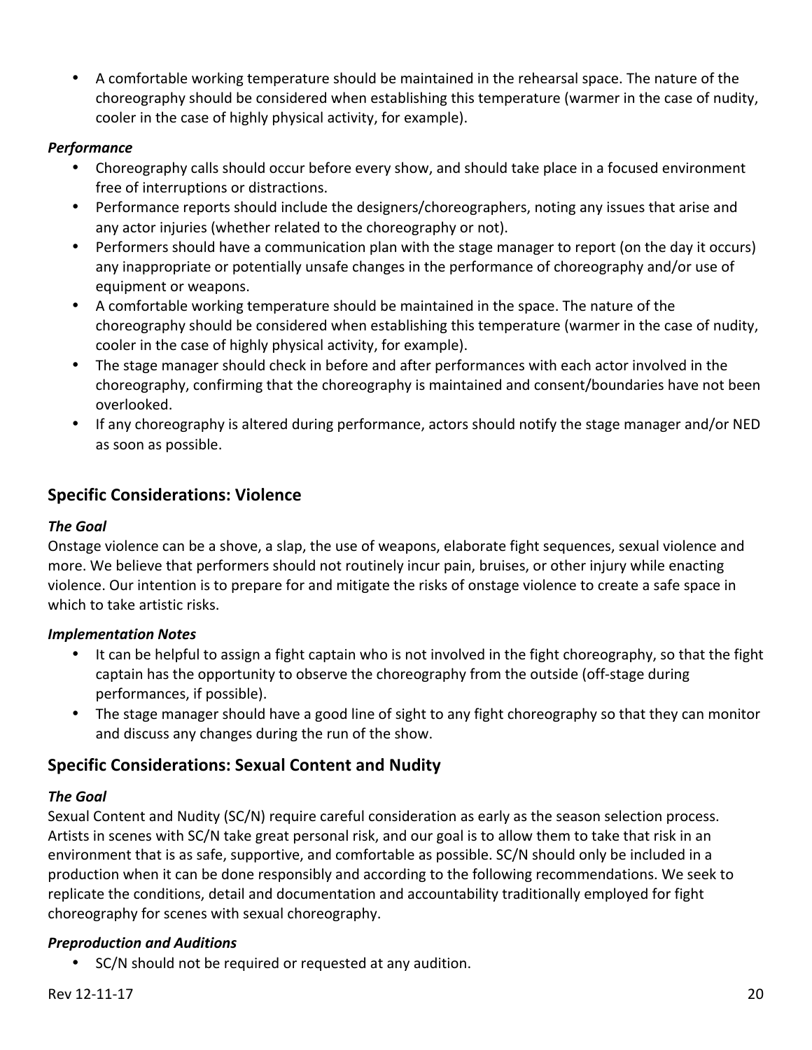- A comfortable working temperature should be maintained in the rehearsal space. The nature of the choreography should be considered when establishing this temperature (warmer in the case of nudity, cooler in the case of highly physical activity, for example).

***Performance***

- Choreography calls should occur before every show, and should take place in a focused environment free of interruptions or distractions.
- Performance reports should include the designers/choreographers, noting any issues that arise and any actor injuries (whether related to the choreography or not).
- Performers should have a communication plan with the stage manager to report (on the day it occurs) any inappropriate or potentially unsafe changes in the performance of choreography and/or use of equipment or weapons.
- A comfortable working temperature should be maintained in the space. The nature of the choreography should be considered when establishing this temperature (warmer in the case of nudity, cooler in the case of highly physical activity, for example).
- The stage manager should check in before and after performances with each actor involved in the choreography, confirming that the choreography is maintained and consent/boundaries have not been overlooked.
- If any choreography is altered during performance, actors should notify the stage manager and/or NED as soon as possible.

## Specific Considerations: Violence

***The Goal***

Onstage violence can be a shove, a slap, the use of weapons, elaborate fight sequences, sexual violence and more. We believe that performers should not routinely incur pain, bruises, or other injury while enacting violence. Our intention is to prepare for and mitigate the risks of onstage violence to create a safe space in which to take artistic risks.

***Implementation Notes***

- It can be helpful to assign a fight captain who is not involved in the fight choreography, so that the fight captain has the opportunity to observe the choreography from the outside (off-stage during performances, if possible).
- The stage manager should have a good line of sight to any fight choreography so that they can monitor and discuss any changes during the run of the show.

## Specific Considerations: Sexual Content and Nudity

***The Goal***

Sexual Content and Nudity (SC/N) require careful consideration as early as the season selection process. Artists in scenes with SC/N take great personal risk, and our goal is to allow them to take that risk in an environment that is as safe, supportive, and comfortable as possible. SC/N should only be included in a production when it can be done responsibly and according to the following recommendations. We seek to replicate the conditions, detail and documentation and accountability traditionally employed for fight choreography for scenes with sexual choreography.

***Preproduction and Auditions***

- SC/N should not be required or requested at any audition.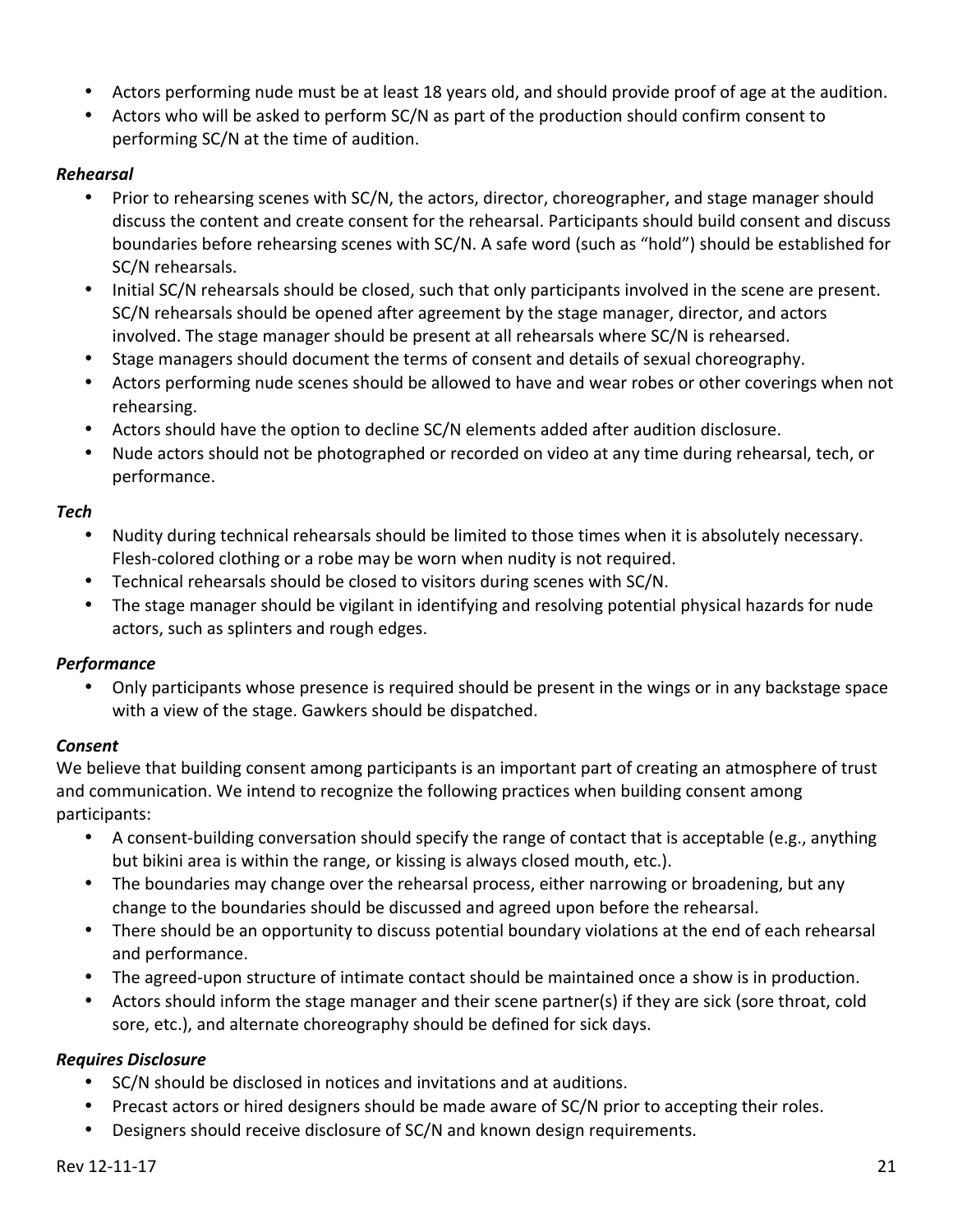- Actors performing nude must be at least 18 years old, and should provide proof of age at the audition.
- Actors who will be asked to perform SC/N as part of the production should confirm consent to performing SC/N at the time of audition.

***Rehearsal***

- Prior to rehearsing scenes with SC/N, the actors, director, choreographer, and stage manager should discuss the content and create consent for the rehearsal. Participants should build consent and discuss boundaries before rehearsing scenes with SC/N. A safe word (such as "hold") should be established for SC/N rehearsals.
- Initial SC/N rehearsals should be closed, such that only participants involved in the scene are present. SC/N rehearsals should be opened after agreement by the stage manager, director, and actors involved. The stage manager should be present at all rehearsals where SC/N is rehearsed.
- Stage managers should document the terms of consent and details of sexual choreography.
- Actors performing nude scenes should be allowed to have and wear robes or other coverings when not rehearsing.
- Actors should have the option to decline SC/N elements added after audition disclosure.
- Nude actors should not be photographed or recorded on video at any time during rehearsal, tech, or performance.

***Tech***

- Nudity during technical rehearsals should be limited to those times when it is absolutely necessary. Flesh-colored clothing or a robe may be worn when nudity is not required.
- Technical rehearsals should be closed to visitors during scenes with SC/N.
- The stage manager should be vigilant in identifying and resolving potential physical hazards for nude actors, such as splinters and rough edges.

***Performance***

- Only participants whose presence is required should be present in the wings or in any backstage space with a view of the stage. Gawkers should be dispatched.

***Consent***

We believe that building consent among participants is an important part of creating an atmosphere of trust and communication. We intend to recognize the following practices when building consent among participants:

- A consent-building conversation should specify the range of contact that is acceptable (e.g., anything but bikini area is within the range, or kissing is always closed mouth, etc.).
- The boundaries may change over the rehearsal process, either narrowing or broadening, but any change to the boundaries should be discussed and agreed upon before the rehearsal.
- There should be an opportunity to discuss potential boundary violations at the end of each rehearsal and performance.
- The agreed-upon structure of intimate contact should be maintained once a show is in production.
- Actors should inform the stage manager and their scene partner(s) if they are sick (sore throat, cold sore, etc.), and alternate choreography should be defined for sick days.

***Requires Disclosure***

- SC/N should be disclosed in notices and invitations and at auditions.
- Precast actors or hired designers should be made aware of SC/N prior to accepting their roles.
- Designers should receive disclosure of SC/N and known design requirements.

Rev 12-11-17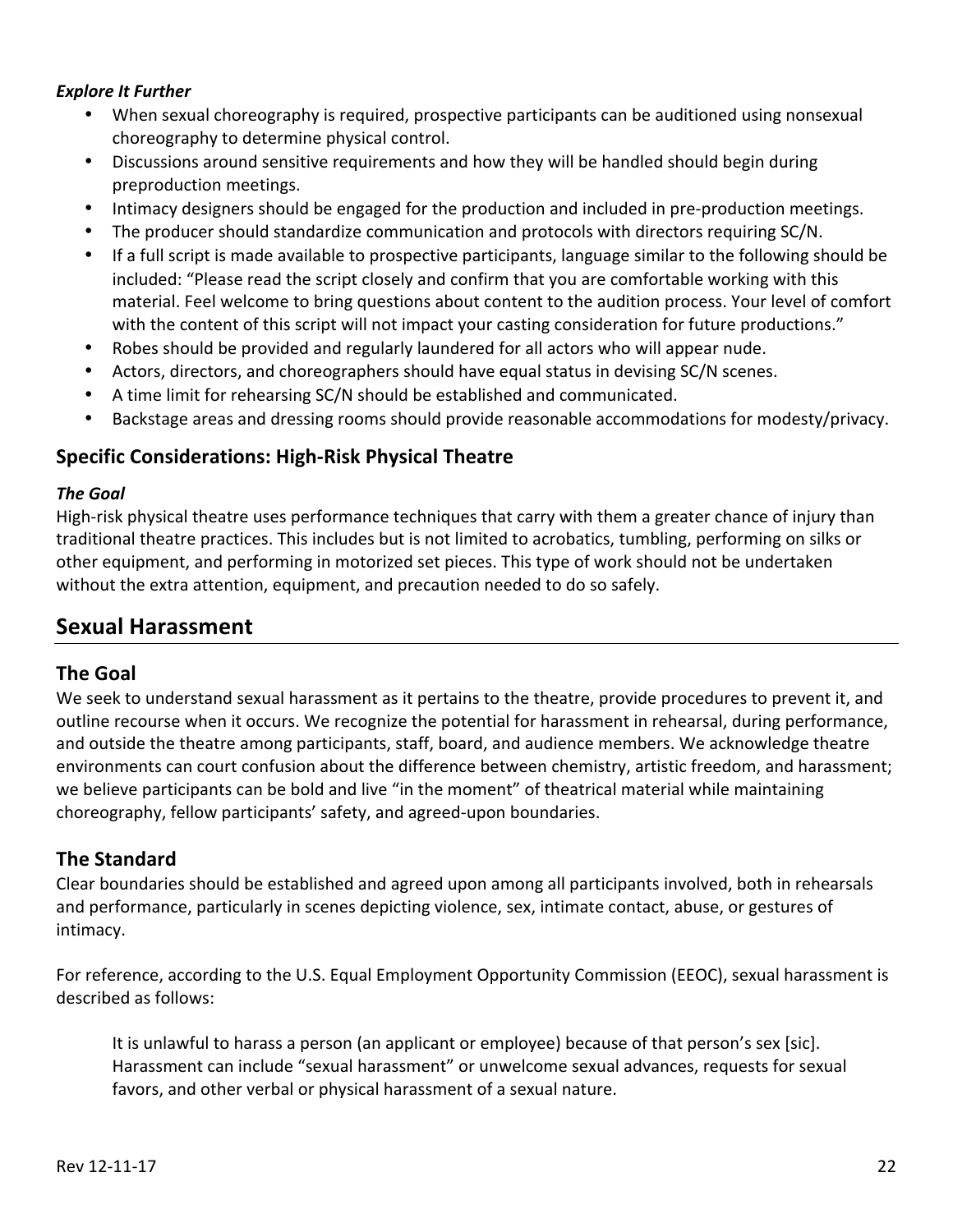***Explore It Further***

- When sexual choreography is required, prospective participants can be auditioned using nonsexual choreography to determine physical control.
- Discussions around sensitive requirements and how they will be handled should begin during preproduction meetings.
- Intimacy designers should be engaged for the production and included in pre-production meetings.
- The producer should standardize communication and protocols with directors requiring SC/N.
- If a full script is made available to prospective participants, language similar to the following should be included: "Please read the script closely and confirm that you are comfortable working with this material. Feel welcome to bring questions about content to the audition process. Your level of comfort with the content of this script will not impact your casting consideration for future productions."
- Robes should be provided and regularly laundered for all actors who will appear nude.
- Actors, directors, and choreographers should have equal status in devising SC/N scenes.
- A time limit for rehearsing SC/N should be established and communicated.
- Backstage areas and dressing rooms should provide reasonable accommodations for modesty/privacy.

### Specific Considerations: High-Risk Physical Theatre

***The Goal***

High-risk physical theatre uses performance techniques that carry with them a greater chance of injury than traditional theatre practices. This includes but is not limited to acrobatics, tumbling, performing on silks or other equipment, and performing in motorized set pieces. This type of work should not be undertaken without the extra attention, equipment, and precaution needed to do so safely.

## Sexual Harassment

### The Goal

We seek to understand sexual harassment as it pertains to the theatre, provide procedures to prevent it, and outline recourse when it occurs. We recognize the potential for harassment in rehearsal, during performance, and outside the theatre among participants, staff, board, and audience members. We acknowledge theatre environments can court confusion about the difference between chemistry, artistic freedom, and harassment; we believe participants can be bold and live "in the moment" of theatrical material while maintaining choreography, fellow participants' safety, and agreed-upon boundaries.

### The Standard

Clear boundaries should be established and agreed upon among all participants involved, both in rehearsals and performance, particularly in scenes depicting violence, sex, intimate contact, abuse, or gestures of intimacy.

For reference, according to the U.S. Equal Employment Opportunity Commission (EEOC), sexual harassment is described as follows:

> It is unlawful to harass a person (an applicant or employee) because of that person's sex [sic]. Harassment can include "sexual harassment" or unwelcome sexual advances, requests for sexual favors, and other verbal or physical harassment of a sexual nature.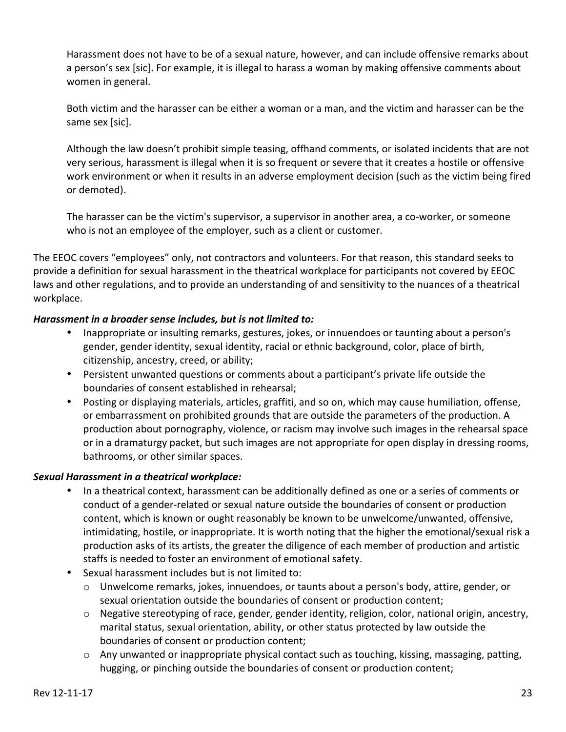> Harassment does not have to be of a sexual nature, however, and can include offensive remarks about a person's sex [sic]. For example, it is illegal to harass a woman by making offensive comments about women in general.
>
> Both victim and the harasser can be either a woman or a man, and the victim and harasser can be the same sex [sic].
>
> Although the law doesn't prohibit simple teasing, offhand comments, or isolated incidents that are not very serious, harassment is illegal when it is so frequent or severe that it creates a hostile or offensive work environment or when it results in an adverse employment decision (such as the victim being fired or demoted).
>
> The harasser can be the victim's supervisor, a supervisor in another area, a co-worker, or someone who is not an employee of the employer, such as a client or customer.

The EEOC covers "employees" only, not contractors and volunteers. For that reason, this standard seeks to provide a definition for sexual harassment in the theatrical workplace for participants not covered by EEOC laws and other regulations, and to provide an understanding of and sensitivity to the nuances of a theatrical workplace.

***Harassment in a broader sense includes, but is not limited to:***

- Inappropriate or insulting remarks, gestures, jokes, or innuendoes or taunting about a person's gender, gender identity, sexual identity, racial or ethnic background, color, place of birth, citizenship, ancestry, creed, or ability;
- Persistent unwanted questions or comments about a participant's private life outside the boundaries of consent established in rehearsal;
- Posting or displaying materials, articles, graffiti, and so on, which may cause humiliation, offense, or embarrassment on prohibited grounds that are outside the parameters of the production. A production about pornography, violence, or racism may involve such images in the rehearsal space or in a dramaturgy packet, but such images are not appropriate for open display in dressing rooms, bathrooms, or other similar spaces.

***Sexual Harassment in a theatrical workplace:***

- In a theatrical context, harassment can be additionally defined as one or a series of comments or conduct of a gender-related or sexual nature outside the boundaries of consent or production content, which is known or ought reasonably be known to be unwelcome/unwanted, offensive, intimidating, hostile, or inappropriate. It is worth noting that the higher the emotional/sexual risk a production asks of its artists, the greater the diligence of each member of production and artistic staffs is needed to foster an environment of emotional safety.
- Sexual harassment includes but is not limited to:
  - Unwelcome remarks, jokes, innuendoes, or taunts about a person's body, attire, gender, or sexual orientation outside the boundaries of consent or production content;
  - Negative stereotyping of race, gender, gender identity, religion, color, national origin, ancestry, marital status, sexual orientation, ability, or other status protected by law outside the boundaries of consent or production content;
  - Any unwanted or inappropriate physical contact such as touching, kissing, massaging, patting, hugging, or pinching outside the boundaries of consent or production content;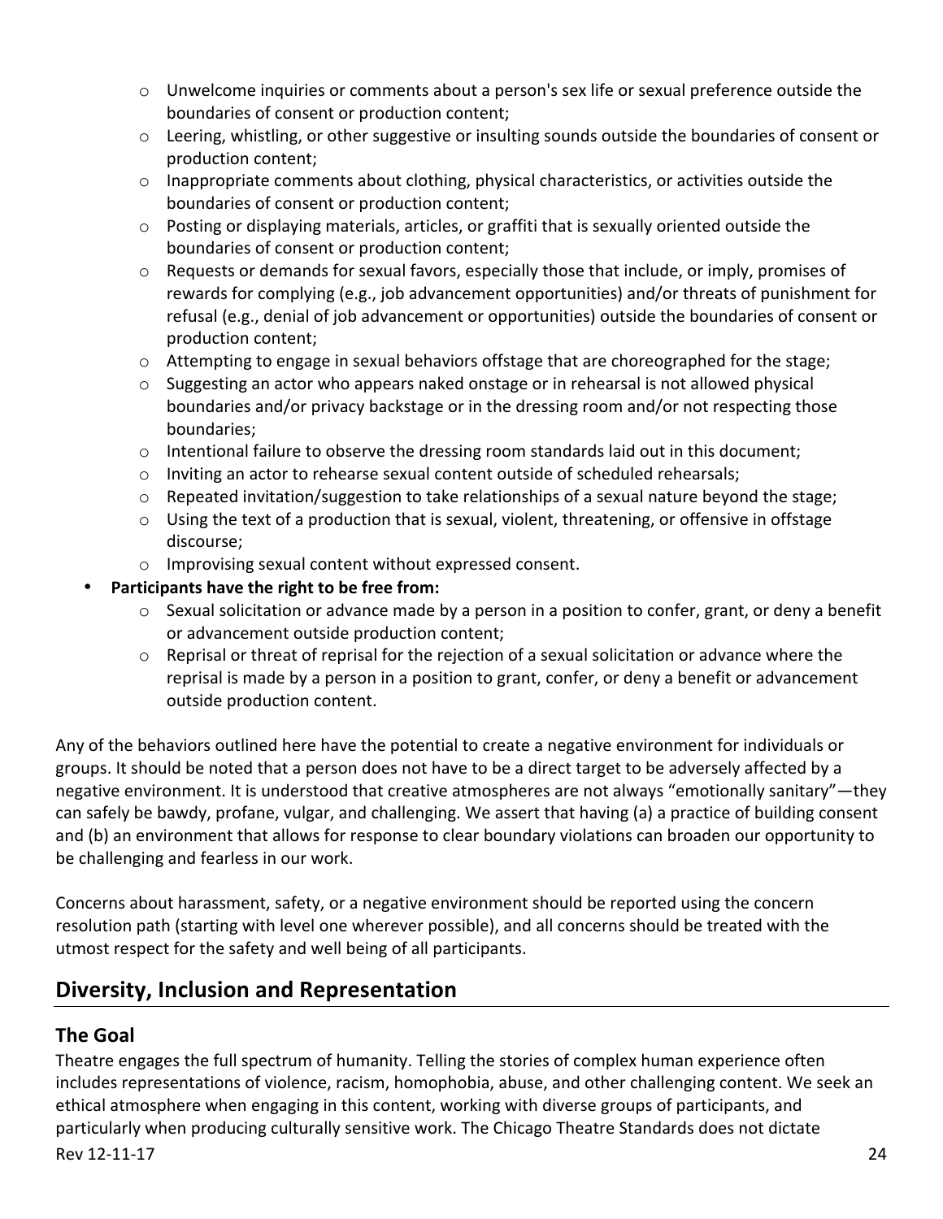- Unwelcome inquiries or comments about a person's sex life or sexual preference outside the boundaries of consent or production content;
    - Leering, whistling, or other suggestive or insulting sounds outside the boundaries of consent or production content;
    - Inappropriate comments about clothing, physical characteristics, or activities outside the boundaries of consent or production content;
    - Posting or displaying materials, articles, or graffiti that is sexually oriented outside the boundaries of consent or production content;
    - Requests or demands for sexual favors, especially those that include, or imply, promises of rewards for complying (e.g., job advancement opportunities) and/or threats of punishment for refusal (e.g., denial of job advancement or opportunities) outside the boundaries of consent or production content;
    - Attempting to engage in sexual behaviors offstage that are choreographed for the stage;
    - Suggesting an actor who appears naked onstage or in rehearsal is not allowed physical boundaries and/or privacy backstage or in the dressing room and/or not respecting those boundaries;
    - Intentional failure to observe the dressing room standards laid out in this document;
    - Inviting an actor to rehearse sexual content outside of scheduled rehearsals;
    - Repeated invitation/suggestion to take relationships of a sexual nature beyond the stage;
    - Using the text of a production that is sexual, violent, threatening, or offensive in offstage discourse;
    - Improvising sexual content without expressed consent.
- **Participants have the right to be free from:**
    - Sexual solicitation or advance made by a person in a position to confer, grant, or deny a benefit or advancement outside production content;
    - Reprisal or threat of reprisal for the rejection of a sexual solicitation or advance where the reprisal is made by a person in a position to grant, confer, or deny a benefit or advancement outside production content.

Any of the behaviors outlined here have the potential to create a negative environment for individuals or groups. It should be noted that a person does not have to be a direct target to be adversely affected by a negative environment. It is understood that creative atmospheres are not always "emotionally sanitary"—they can safely be bawdy, profane, vulgar, and challenging. We assert that having (a) a practice of building consent and (b) an environment that allows for response to clear boundary violations can broaden our opportunity to be challenging and fearless in our work.

Concerns about harassment, safety, or a negative environment should be reported using the concern resolution path (starting with level one wherever possible), and all concerns should be treated with the utmost respect for the safety and well being of all participants.

## Diversity, Inclusion and Representation

### The Goal

Theatre engages the full spectrum of humanity. Telling the stories of complex human experience often includes representations of violence, racism, homophobia, abuse, and other challenging content. We seek an ethical atmosphere when engaging in this content, working with diverse groups of participants, and particularly when producing culturally sensitive work. The Chicago Theatre Standards does not dictate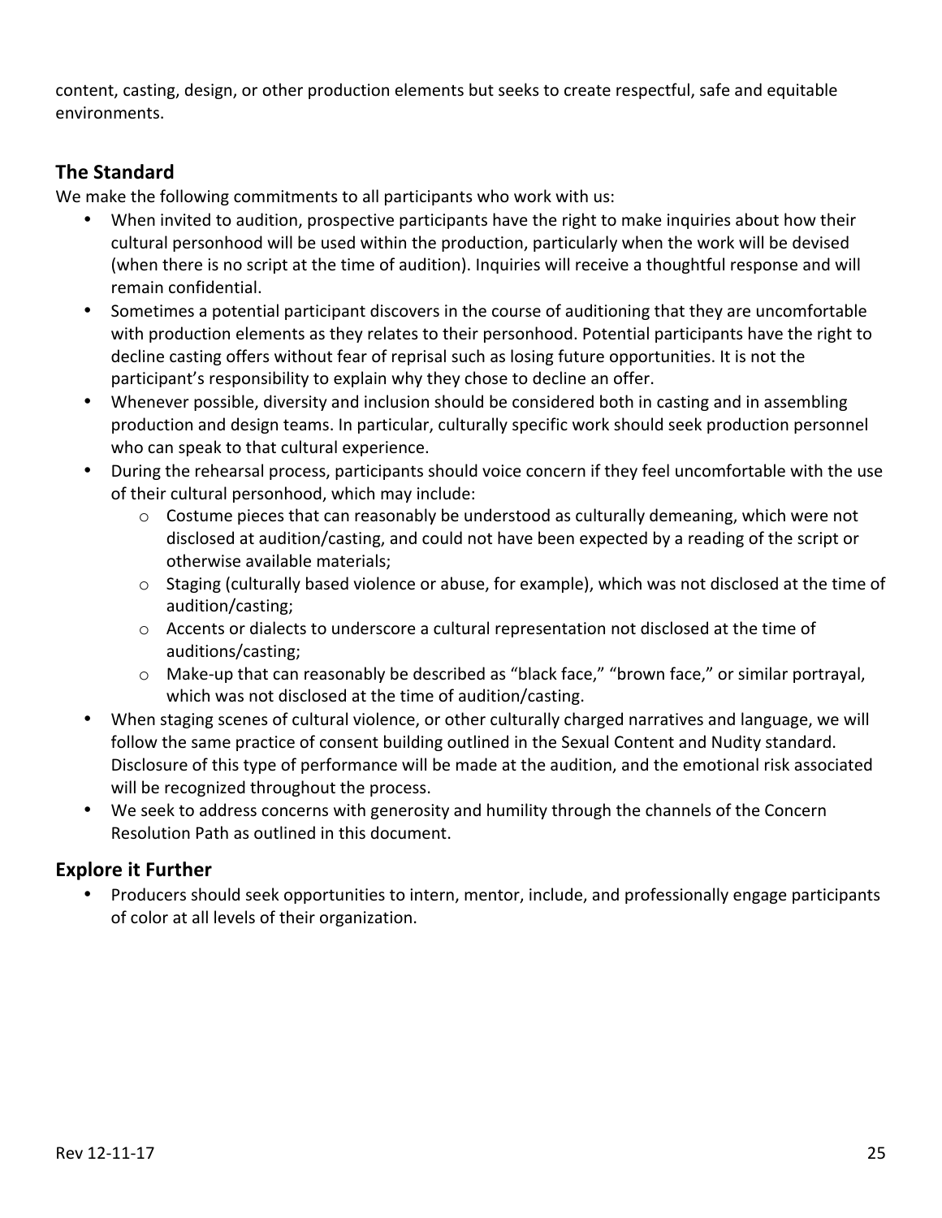content, casting, design, or other production elements but seeks to create respectful, safe and equitable environments.

## The Standard

We make the following commitments to all participants who work with us:

- When invited to audition, prospective participants have the right to make inquiries about how their cultural personhood will be used within the production, particularly when the work will be devised (when there is no script at the time of audition). Inquiries will receive a thoughtful response and will remain confidential.
- Sometimes a potential participant discovers in the course of auditioning that they are uncomfortable with production elements as they relates to their personhood. Potential participants have the right to decline casting offers without fear of reprisal such as losing future opportunities. It is not the participant's responsibility to explain why they chose to decline an offer.
- Whenever possible, diversity and inclusion should be considered both in casting and in assembling production and design teams. In particular, culturally specific work should seek production personnel who can speak to that cultural experience.
- During the rehearsal process, participants should voice concern if they feel uncomfortable with the use of their cultural personhood, which may include:
    - Costume pieces that can reasonably be understood as culturally demeaning, which were not disclosed at audition/casting, and could not have been expected by a reading of the script or otherwise available materials;
    - Staging (culturally based violence or abuse, for example), which was not disclosed at the time of audition/casting;
    - Accents or dialects to underscore a cultural representation not disclosed at the time of auditions/casting;
    - Make-up that can reasonably be described as "black face," "brown face," or similar portrayal, which was not disclosed at the time of audition/casting.
- When staging scenes of cultural violence, or other culturally charged narratives and language, we will follow the same practice of consent building outlined in the Sexual Content and Nudity standard. Disclosure of this type of performance will be made at the audition, and the emotional risk associated will be recognized throughout the process.
- We seek to address concerns with generosity and humility through the channels of the Concern Resolution Path as outlined in this document.

## Explore it Further

- Producers should seek opportunities to intern, mentor, include, and professionally engage participants of color at all levels of their organization.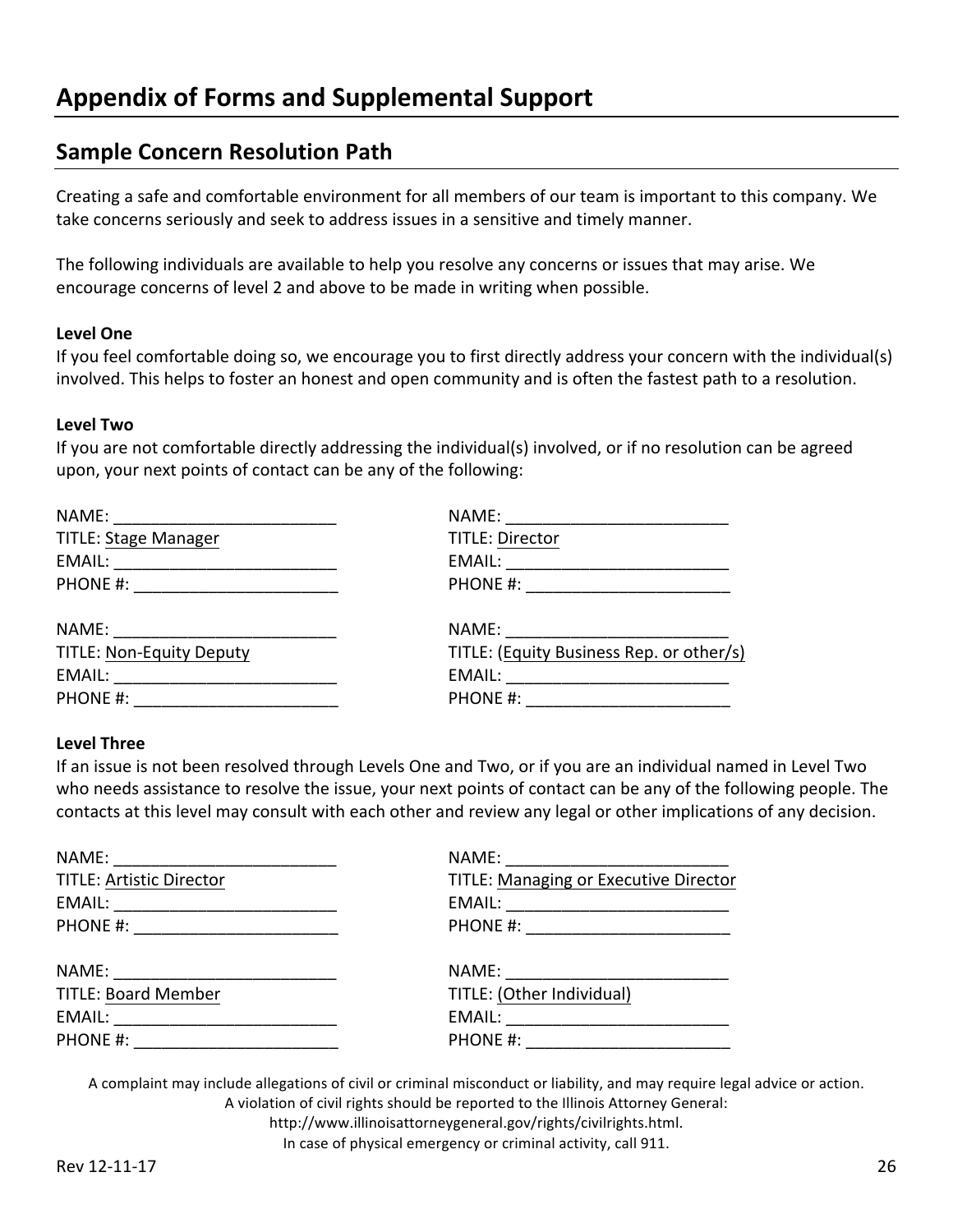# Appendix of Forms and Supplemental Support

## Sample Concern Resolution Path

Creating a safe and comfortable environment for all members of our team is important to this company. We take concerns seriously and seek to address issues in a sensitive and timely manner.

The following individuals are available to help you resolve any concerns or issues that may arise. We encourage concerns of level 2 and above to be made in writing when possible.

**Level One**

If you feel comfortable doing so, we encourage you to first directly address your concern with the individual(s) involved. This helps to foster an honest and open community and is often the fastest path to a resolution.

**Level Two**

If you are not comfortable directly addressing the individual(s) involved, or if no resolution can be agreed upon, your next points of contact can be any of the following:

NAME: ________________________
TITLE: Stage Manager
EMAIL: ________________________
PHONE #: ______________________

NAME: ________________________
TITLE: Director
EMAIL: ________________________
PHONE #: ______________________

NAME: ________________________
TITLE: Non-Equity Deputy
EMAIL: ________________________
PHONE #: ______________________

NAME: ________________________
TITLE: (Equity Business Rep. or other/s)
EMAIL: ________________________
PHONE #: ______________________

**Level Three**

If an issue is not been resolved through Levels One and Two, or if you are an individual named in Level Two who needs assistance to resolve the issue, your next points of contact can be any of the following people. The contacts at this level may consult with each other and review any legal or other implications of any decision.

NAME: ________________________
TITLE: Artistic Director
EMAIL: ________________________
PHONE #: ______________________

NAME: ________________________
TITLE: Managing or Executive Director
EMAIL: ________________________
PHONE #: ______________________

NAME: ________________________
TITLE: Board Member
EMAIL: ________________________
PHONE #: ______________________

NAME: ________________________
TITLE: (Other Individual)
EMAIL: ________________________
PHONE #: ______________________

A complaint may include allegations of civil or criminal misconduct or liability, and may require legal advice or action.
A violation of civil rights should be reported to the Illinois Attorney General:
http://www.illinoisattorneygeneral.gov/rights/civilrights.html.
In case of physical emergency or criminal activity, call 911.

Rev 12-11-17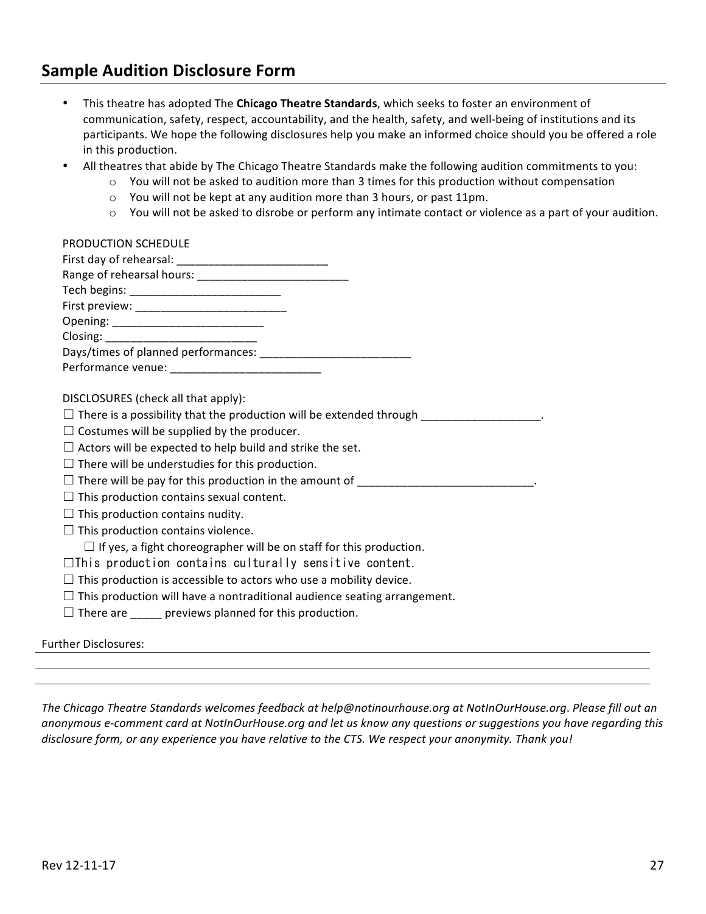## Sample Audition Disclosure Form

- This theatre has adopted The **Chicago Theatre Standards**, which seeks to foster an environment of communication, safety, respect, accountability, and the health, safety, and well-being of institutions and its participants. We hope the following disclosures help you make an informed choice should you be offered a role in this production.
- All theatres that abide by The Chicago Theatre Standards make the following audition commitments to you:
  - You will not be asked to audition more than 3 times for this production without compensation
  - You will not be kept at any audition more than 3 hours, or past 11pm.
  - You will not be asked to disrobe or perform any intimate contact or violence as a part of your audition.

PRODUCTION SCHEDULE
First day of rehearsal: ________________________
Range of rehearsal hours: ________________________
Tech begins: ________________________
First preview: ________________________
Opening: ________________________
Closing: ________________________
Days/times of planned performances: ________________________
Performance venue: ________________________

DISCLOSURES (check all that apply):
☐ There is a possibility that the production will be extended through ___________________.
☐ Costumes will be supplied by the producer.
☐ Actors will be expected to help build and strike the set.
☐ There will be understudies for this production.
☐ There will be pay for this production in the amount of ___________________________.
☐ This production contains sexual content.
☐ This production contains nudity.
☐ This production contains violence.
  ☐ If yes, a fight choreographer will be on staff for this production.
☐ This production contains culturally sensitive content.
☐ This production is accessible to actors who use a mobility device.
☐ This production will have a nontraditional audience seating arrangement.
☐ There are _____ previews planned for this production.

Further Disclosures:
______________________________________________________________________________
______________________________________________________________________________
______________________________________________________________________________

*The Chicago Theatre Standards welcomes feedback at help@notinourhouse.org at NotInOurHouse.org. Please fill out an anonymous e-comment card at NotInOurHouse.org and let us know any questions or suggestions you have regarding this disclosure form, or any experience you have relative to the CTS. We respect your anonymity. Thank you!*

Rev 12-11-17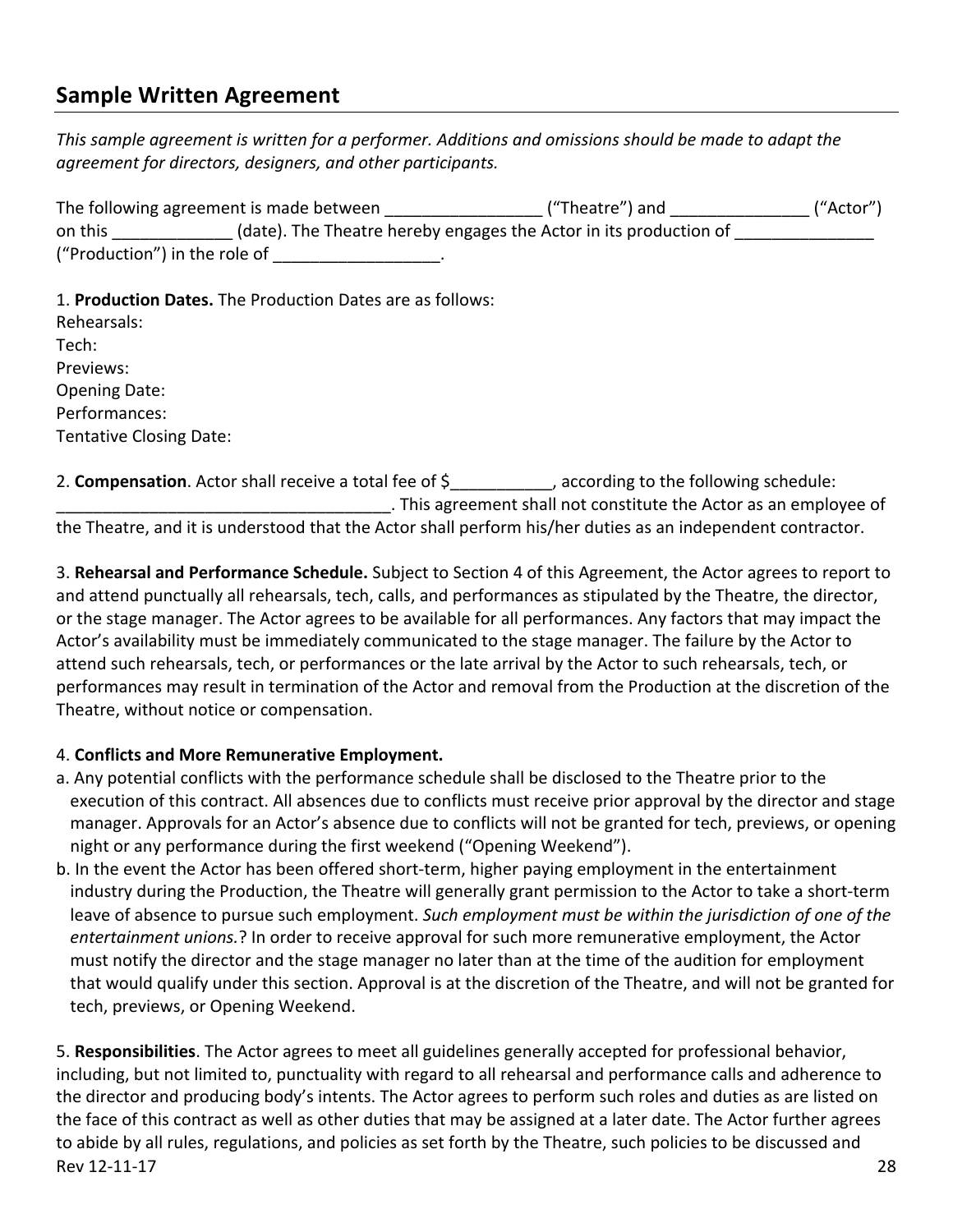## Sample Written Agreement

*This sample agreement is written for a performer. Additions and omissions should be made to adapt the agreement for directors, designers, and other participants.*

The following agreement is made between ________________ ("Theatre") and ______________ ("Actor") on this ____________ (date). The Theatre hereby engages the Actor in its production of ______________ ("Production") in the role of _________________.

1. **Production Dates.** The Production Dates are as follows:
Rehearsals:
Tech:
Previews:
Opening Date:
Performances:
Tentative Closing Date:

2. **Compensation**. Actor shall receive a total fee of $___________, according to the following schedule: ____________________________________. This agreement shall not constitute the Actor as an employee of the Theatre, and it is understood that the Actor shall perform his/her duties as an independent contractor.

3. **Rehearsal and Performance Schedule.** Subject to Section 4 of this Agreement, the Actor agrees to report to and attend punctually all rehearsals, tech, calls, and performances as stipulated by the Theatre, the director, or the stage manager. The Actor agrees to be available for all performances. Any factors that may impact the Actor's availability must be immediately communicated to the stage manager. The failure by the Actor to attend such rehearsals, tech, or performances or the late arrival by the Actor to such rehearsals, tech, or performances may result in termination of the Actor and removal from the Production at the discretion of the Theatre, without notice or compensation.

4. **Conflicts and More Remunerative Employment.**

a. Any potential conflicts with the performance schedule shall be disclosed to the Theatre prior to the execution of this contract. All absences due to conflicts must receive prior approval by the director and stage manager. Approvals for an Actor's absence due to conflicts will not be granted for tech, previews, or opening night or any performance during the first weekend ("Opening Weekend").

b. In the event the Actor has been offered short-term, higher paying employment in the entertainment industry during the Production, the Theatre will generally grant permission to the Actor to take a short-term leave of absence to pursue such employment. *Such employment must be within the jurisdiction of one of the entertainment unions.*? In order to receive approval for such more remunerative employment, the Actor must notify the director and the stage manager no later than at the time of the audition for employment that would qualify under this section. Approval is at the discretion of the Theatre, and will not be granted for tech, previews, or Opening Weekend.

5. **Responsibilities**. The Actor agrees to meet all guidelines generally accepted for professional behavior, including, but not limited to, punctuality with regard to all rehearsal and performance calls and adherence to the director and producing body's intents. The Actor agrees to perform such roles and duties as are listed on the face of this contract as well as other duties that may be assigned at a later date. The Actor further agrees to abide by all rules, regulations, and policies as set forth by the Theatre, such policies to be discussed and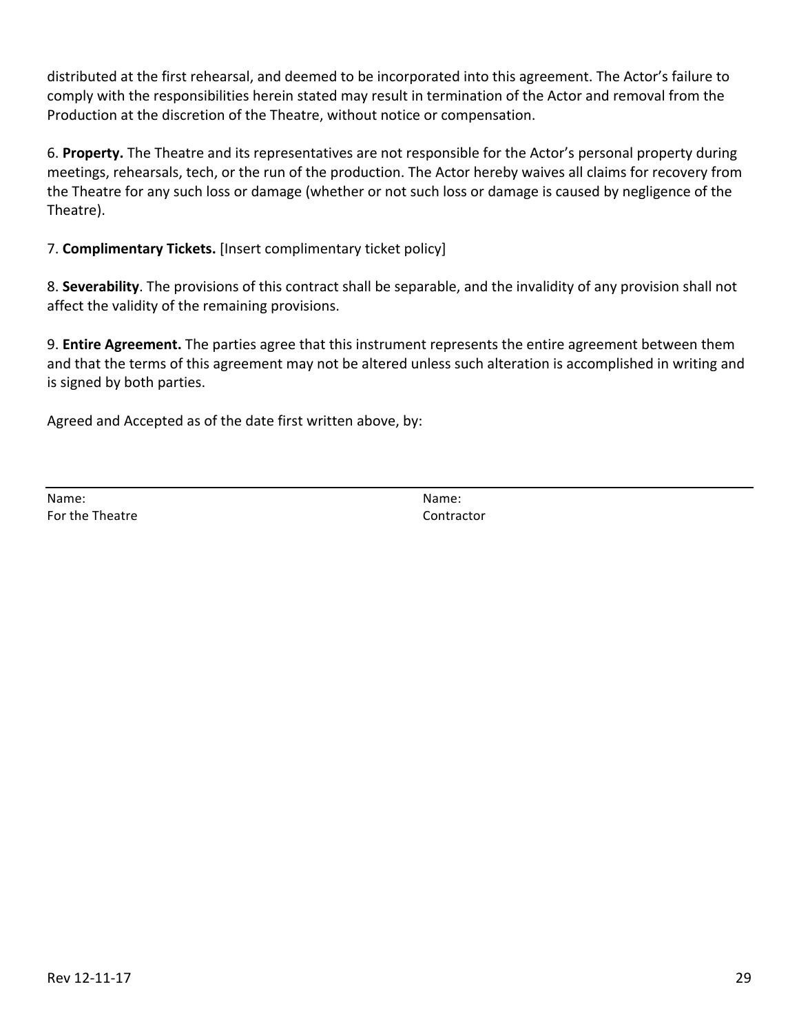distributed at the first rehearsal, and deemed to be incorporated into this agreement. The Actor's failure to comply with the responsibilities herein stated may result in termination of the Actor and removal from the Production at the discretion of the Theatre, without notice or compensation.

6. **Property.** The Theatre and its representatives are not responsible for the Actor's personal property during meetings, rehearsals, tech, or the run of the production. The Actor hereby waives all claims for recovery from the Theatre for any such loss or damage (whether or not such loss or damage is caused by negligence of the Theatre).

7. **Complimentary Tickets.** [Insert complimentary ticket policy]

8. **Severability**. The provisions of this contract shall be separable, and the invalidity of any provision shall not affect the validity of the remaining provisions.

9. **Entire Agreement.** The parties agree that this instrument represents the entire agreement between them and that the terms of this agreement may not be altered unless such alteration is accomplished in writing and is signed by both parties.

Agreed and Accepted as of the date first written above, by:

| | |
|---|---|
| Name:<br>For the Theatre | Name:<br>Contractor |

Rev 12-11-17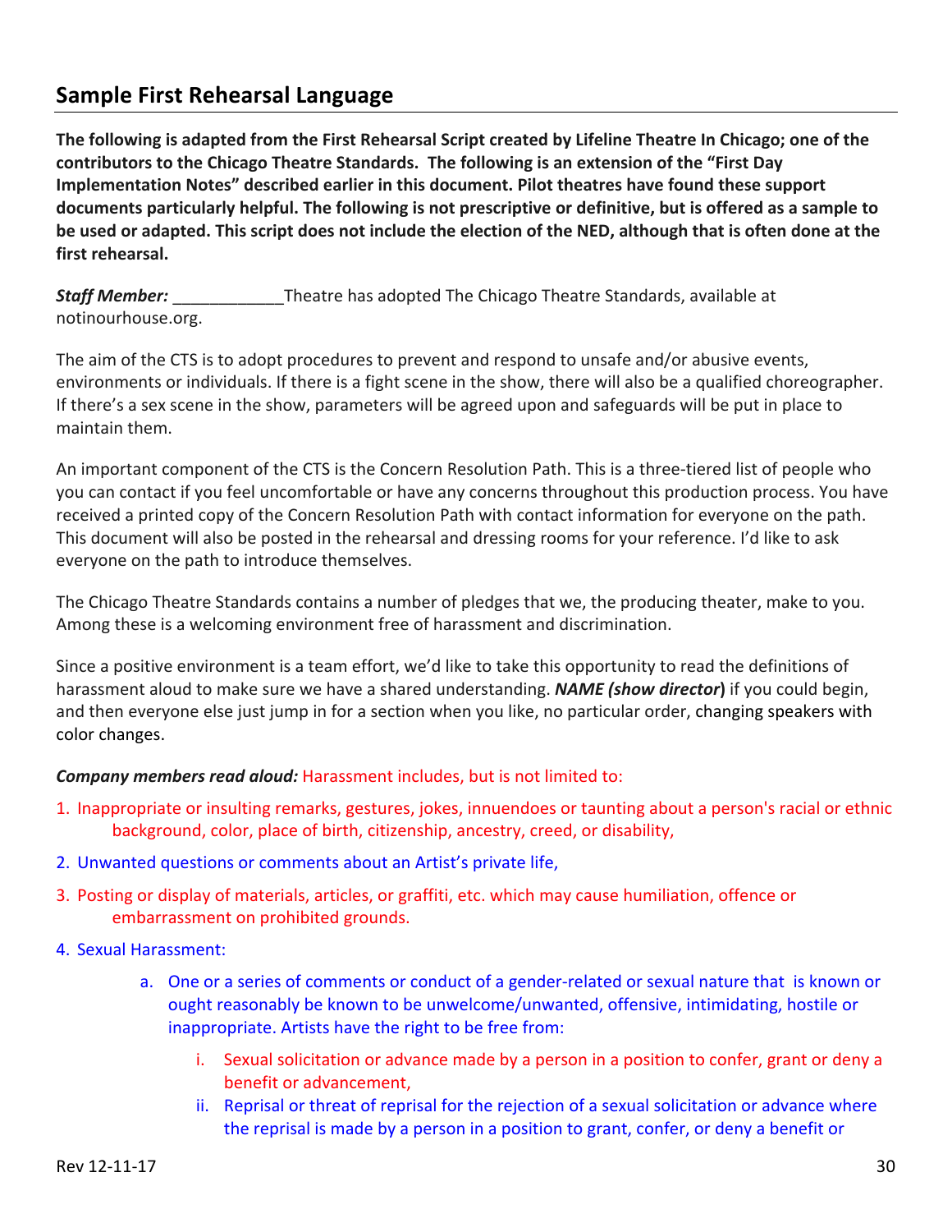## Sample First Rehearsal Language

**The following is adapted from the First Rehearsal Script created by Lifeline Theatre In Chicago; one of the contributors to the Chicago Theatre Standards. The following is an extension of the "First Day Implementation Notes" described earlier in this document. Pilot theatres have found these support documents particularly helpful. The following is not prescriptive or definitive, but is offered as a sample to be used or adapted. This script does not include the election of the NED, although that is often done at the first rehearsal.**

***Staff Member:*** ____________Theatre has adopted The Chicago Theatre Standards, available at notinourhouse.org.

The aim of the CTS is to adopt procedures to prevent and respond to unsafe and/or abusive events, environments or individuals. If there is a fight scene in the show, there will also be a qualified choreographer. If there's a sex scene in the show, parameters will be agreed upon and safeguards will be put in place to maintain them.

An important component of the CTS is the Concern Resolution Path. This is a three-tiered list of people who you can contact if you feel uncomfortable or have any concerns throughout this production process. You have received a printed copy of the Concern Resolution Path with contact information for everyone on the path. This document will also be posted in the rehearsal and dressing rooms for your reference. I'd like to ask everyone on the path to introduce themselves.

The Chicago Theatre Standards contains a number of pledges that we, the producing theater, make to you. Among these is a welcoming environment free of harassment and discrimination.

Since a positive environment is a team effort, we'd like to take this opportunity to read the definitions of harassment aloud to make sure we have a shared understanding. ***NAME (show director)*** if you could begin, and then everyone else just jump in for a section when you like, no particular order, changing speakers with color changes.

***Company members read aloud:*** Harassment includes, but is not limited to:

1. Inappropriate or insulting remarks, gestures, jokes, innuendoes or taunting about a person's racial or ethnic background, color, place of birth, citizenship, ancestry, creed, or disability,
2. Unwanted questions or comments about an Artist's private life,
3. Posting or display of materials, articles, or graffiti, etc. which may cause humiliation, offence or embarrassment on prohibited grounds.
4. Sexual Harassment:
    a. One or a series of comments or conduct of a gender-related or sexual nature that is known or ought reasonably be known to be unwelcome/unwanted, offensive, intimidating, hostile or inappropriate. Artists have the right to be free from:
        i. Sexual solicitation or advance made by a person in a position to confer, grant or deny a benefit or advancement,
        ii. Reprisal or threat of reprisal for the rejection of a sexual solicitation or advance where the reprisal is made by a person in a position to grant, confer, or deny a benefit or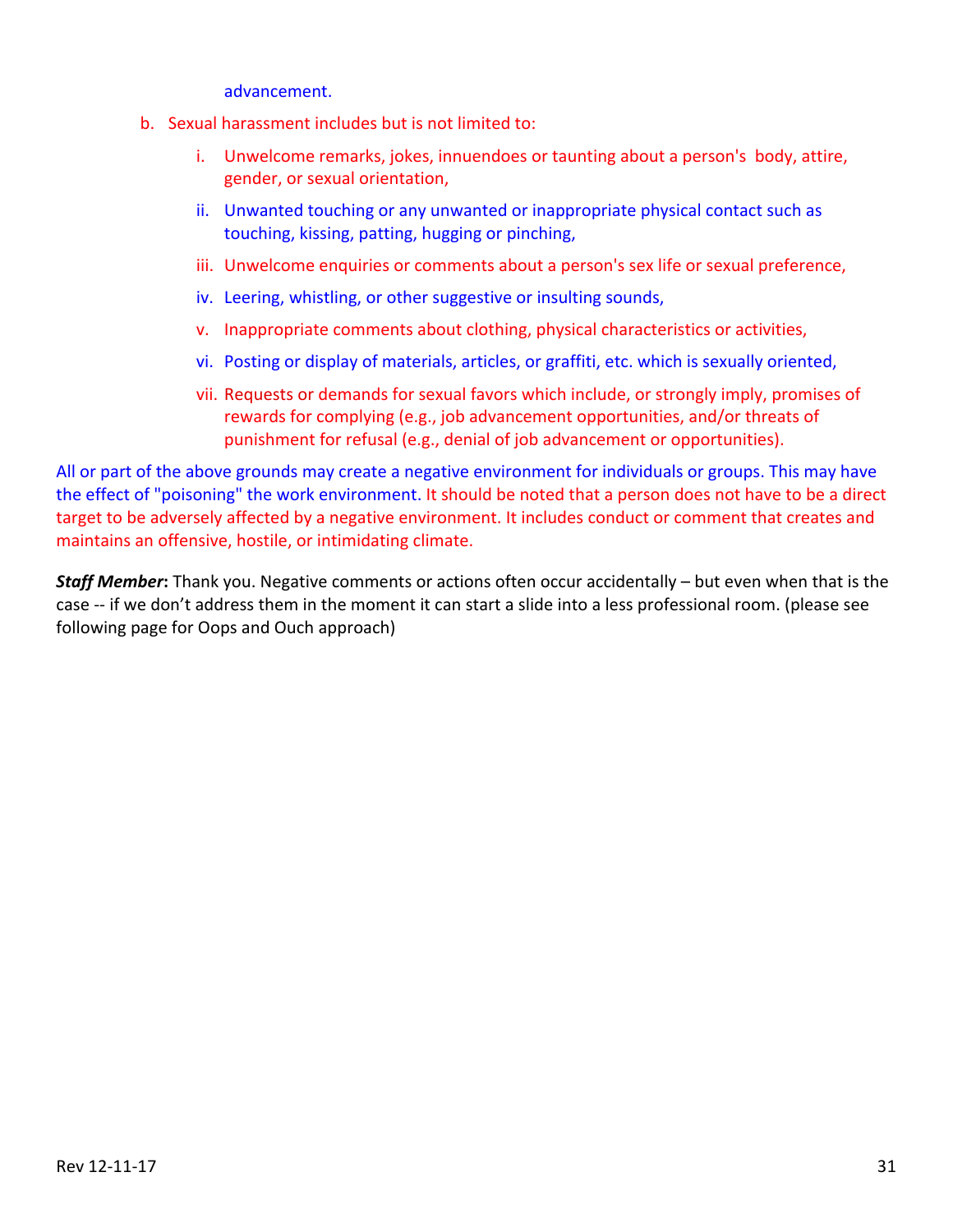advancement.

b. Sexual harassment includes but is not limited to:

   i. Unwelcome remarks, jokes, innuendoes or taunting about a person's body, attire, gender, or sexual orientation,

   ii. Unwanted touching or any unwanted or inappropriate physical contact such as touching, kissing, patting, hugging or pinching,

   iii. Unwelcome enquiries or comments about a person's sex life or sexual preference,

   iv. Leering, whistling, or other suggestive or insulting sounds,

   v. Inappropriate comments about clothing, physical characteristics or activities,

   vi. Posting or display of materials, articles, or graffiti, etc. which is sexually oriented,

   vii. Requests or demands for sexual favors which include, or strongly imply, promises of rewards for complying (e.g., job advancement opportunities, and/or threats of punishment for refusal (e.g., denial of job advancement or opportunities).

All or part of the above grounds may create a negative environment for individuals or groups. This may have the effect of "poisoning" the work environment. It should be noted that a person does not have to be a direct target to be adversely affected by a negative environment. It includes conduct or comment that creates and maintains an offensive, hostile, or intimidating climate.

***Staff Member*:** Thank you. Negative comments or actions often occur accidentally – but even when that is the case -- if we don't address them in the moment it can start a slide into a less professional room. (please see following page for Oops and Ouch approach)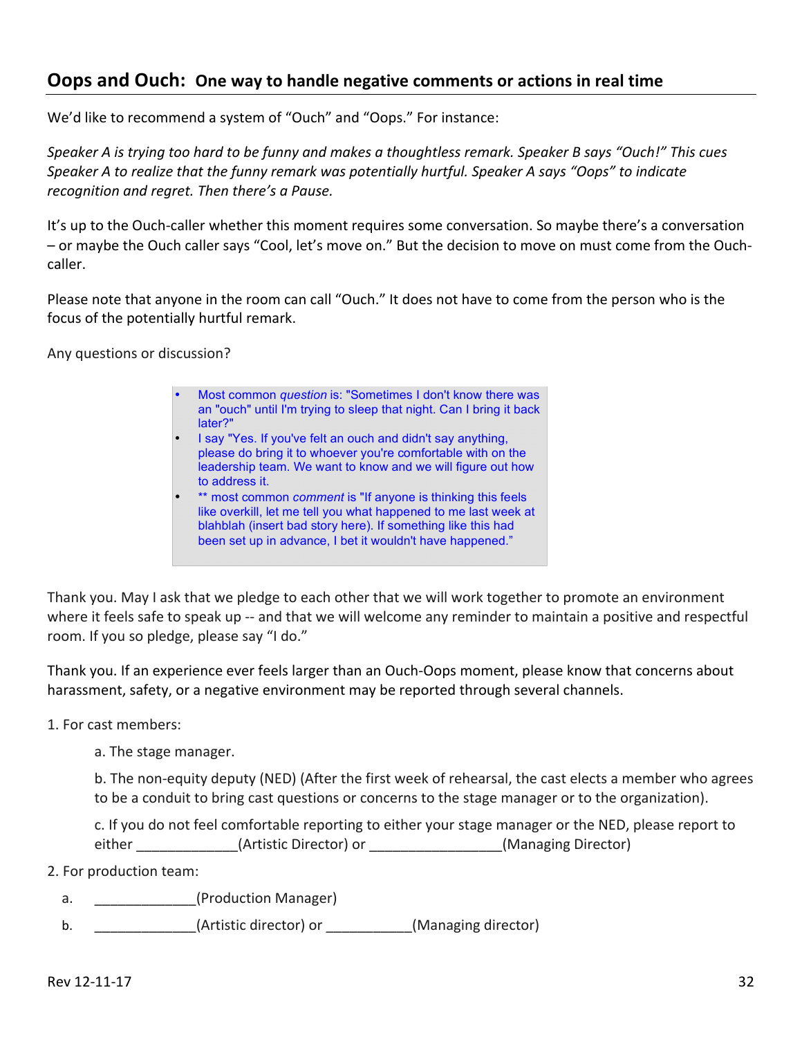## **Oops and Ouch:** One way to handle negative comments or actions in real time

We'd like to recommend a system of "Ouch" and "Oops." For instance:

*Speaker A is trying too hard to be funny and makes a thoughtless remark. Speaker B says "Ouch!" This cues Speaker A to realize that the funny remark was potentially hurtful. Speaker A says "Oops" to indicate recognition and regret. Then there's a Pause.*

It's up to the Ouch-caller whether this moment requires some conversation. So maybe there's a conversation – or maybe the Ouch caller says "Cool, let's move on." But the decision to move on must come from the Ouch-caller.

Please note that anyone in the room can call "Ouch." It does not have to come from the person who is the focus of the potentially hurtful remark.

Any questions or discussion?

> - Most common *question* is: "Sometimes I don't know there was an "ouch" until I'm trying to sleep that night. Can I bring it back later?"
> - I say "Yes. If you've felt an ouch and didn't say anything, please do bring it to whoever you're comfortable with on the leadership team. We want to know and we will figure out how to address it.
> - ** most common *comment* is "If anyone is thinking this feels like overkill, let me tell you what happened to me last week at blahblah (insert bad story here). If something like this had been set up in advance, I bet it wouldn't have happened."

Thank you. May I ask that we pledge to each other that we will work together to promote an environment where it feels safe to speak up -- and that we will welcome any reminder to maintain a positive and respectful room. If you so pledge, please say "I do."

Thank you. If an experience ever feels larger than an Ouch-Oops moment, please know that concerns about harassment, safety, or a negative environment may be reported through several channels.

1. For cast members:

   a. The stage manager.

   b. The non-equity deputy (NED) (After the first week of rehearsal, the cast elects a member who agrees to be a conduit to bring cast questions or concerns to the stage manager or to the organization).

   c. If you do not feel comfortable reporting to either your stage manager or the NED, please report to either _____________(Artistic Director) or ________________(Managing Director)

2. For production team:

   a. _____________(Production Manager)

   b. _____________(Artistic director) or ___________(Managing director)

Rev 12-11-17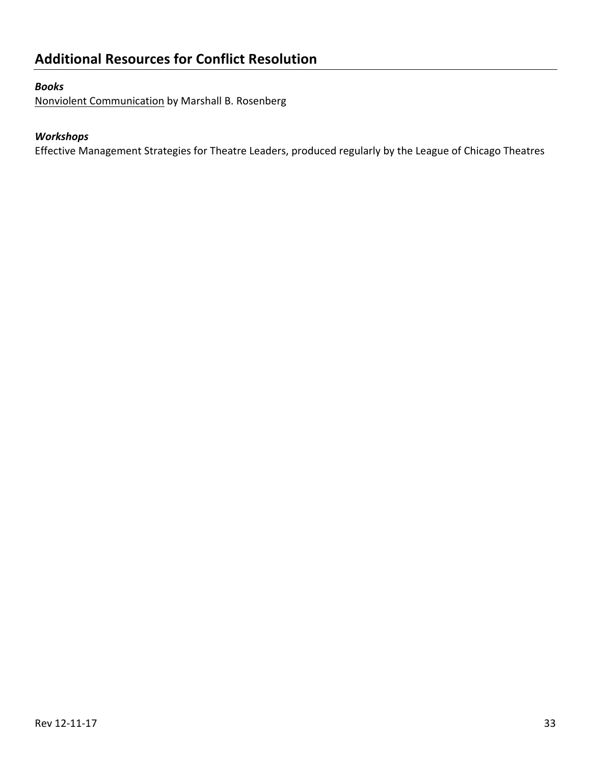## Additional Resources for Conflict Resolution

***Books***

Nonviolent Communication by Marshall B. Rosenberg

***Workshops***

Effective Management Strategies for Theatre Leaders, produced regularly by the League of Chicago Theatres